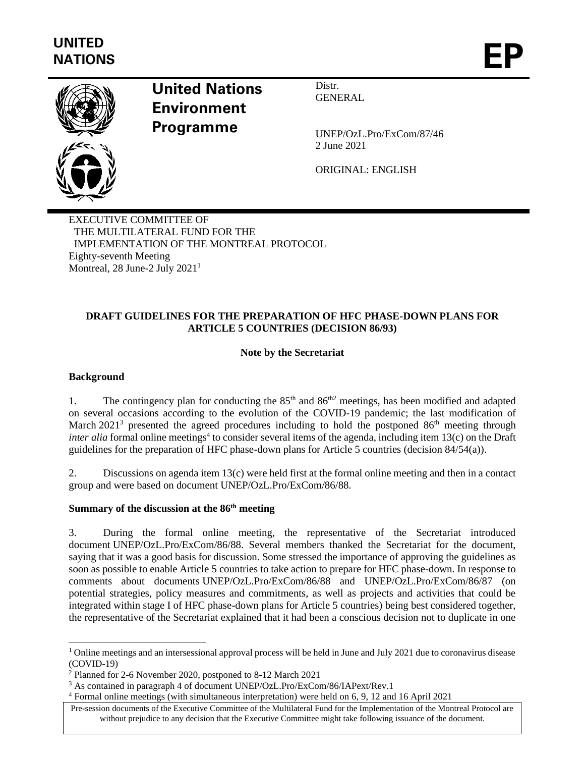UNITED NATIONS

# EP

**United Nations Environment Programme**

Distr.
GENERAL

UNEP/OzL.Pro/ExCom/87/46
2 June 2021

ORIGINAL: ENGLISH

EXECUTIVE COMMITTEE OF
THE MULTILATERAL FUND FOR THE
IMPLEMENTATION OF THE MONTREAL PROTOCOL
Eighty-seventh Meeting
Montreal, 28 June-2 July 2021[1]

## DRAFT GUIDELINES FOR THE PREPARATION OF HFC PHASE-DOWN PLANS FOR ARTICLE 5 COUNTRIES (DECISION 86/93)

**Note by the Secretariat**

### Background

1. The contingency plan for conducting the 85th and 86th[2] meetings, has been modified and adapted on several occasions according to the evolution of the COVID-19 pandemic; the last modification of March 2021[3] presented the agreed procedures including to hold the postponed 86th meeting through *inter alia* formal online meetings[4] to consider several items of the agenda, including item 13(c) on the Draft guidelines for the preparation of HFC phase-down plans for Article 5 countries (decision 84/54(a)).

2. Discussions on agenda item 13(c) were held first at the formal online meeting and then in a contact group and were based on document UNEP/OzL.Pro/ExCom/86/88.

### Summary of the discussion at the 86th meeting

3. During the formal online meeting, the representative of the Secretariat introduced document UNEP/OzL.Pro/ExCom/86/88. Several members thanked the Secretariat for the document, saying that it was a good basis for discussion. Some stressed the importance of approving the guidelines as soon as possible to enable Article 5 countries to take action to prepare for HFC phase-down. In response to comments about documents UNEP/OzL.Pro/ExCom/86/88 and UNEP/OzL.Pro/ExCom/86/87 (on potential strategies, policy measures and commitments, as well as projects and activities that could be integrated within stage I of HFC phase-down plans for Article 5 countries) being best considered together, the representative of the Secretariat explained that it had been a conscious decision not to duplicate in one

[1] Online meetings and an intersessional approval process will be held in June and July 2021 due to coronavirus disease (COVID-19)

[2] Planned for 2-6 November 2020, postponed to 8-12 March 2021

[3] As contained in paragraph 4 of document UNEP/OzL.Pro/ExCom/86/IAPext/Rev.1

[4] Formal online meetings (with simultaneous interpretation) were held on 6, 9, 12 and 16 April 2021

Pre-session documents of the Executive Committee of the Multilateral Fund for the Implementation of the Montreal Protocol are without prejudice to any decision that the Executive Committee might take following issuance of the document.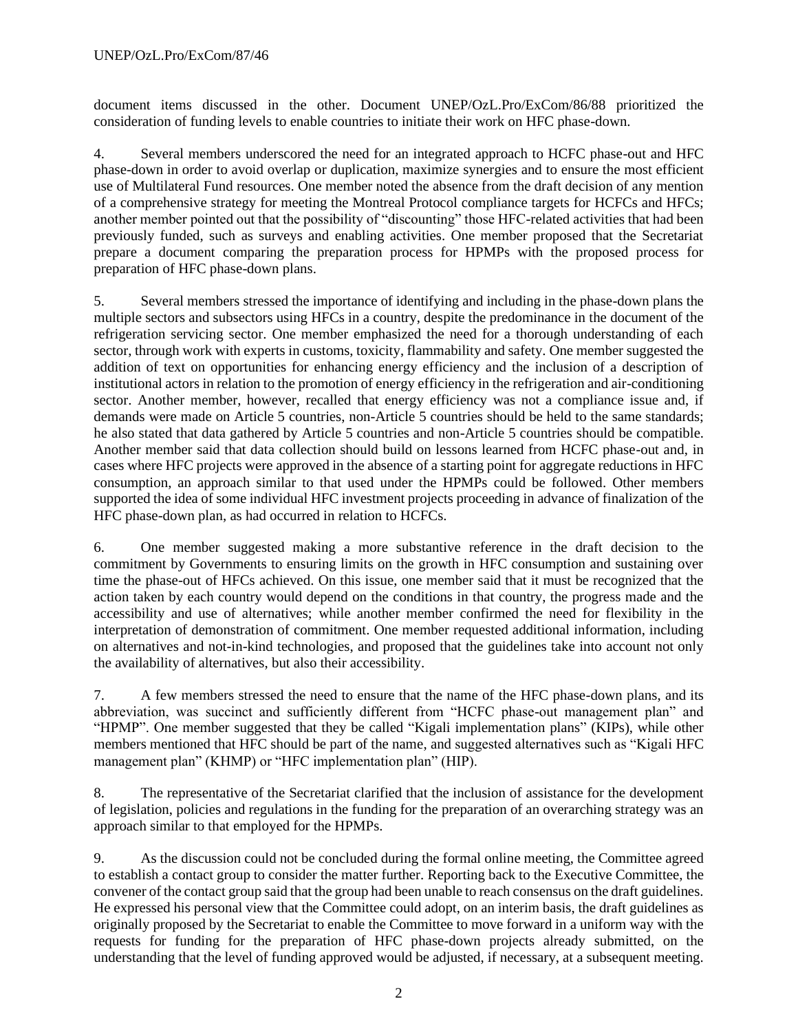document items discussed in the other. Document UNEP/OzL.Pro/ExCom/86/88 prioritized the consideration of funding levels to enable countries to initiate their work on HFC phase-down.

4. Several members underscored the need for an integrated approach to HCFC phase-out and HFC phase-down in order to avoid overlap or duplication, maximize synergies and to ensure the most efficient use of Multilateral Fund resources. One member noted the absence from the draft decision of any mention of a comprehensive strategy for meeting the Montreal Protocol compliance targets for HCFCs and HFCs; another member pointed out that the possibility of "discounting" those HFC-related activities that had been previously funded, such as surveys and enabling activities. One member proposed that the Secretariat prepare a document comparing the preparation process for HPMPs with the proposed process for preparation of HFC phase-down plans.

5. Several members stressed the importance of identifying and including in the phase-down plans the multiple sectors and subsectors using HFCs in a country, despite the predominance in the document of the refrigeration servicing sector. One member emphasized the need for a thorough understanding of each sector, through work with experts in customs, toxicity, flammability and safety. One member suggested the addition of text on opportunities for enhancing energy efficiency and the inclusion of a description of institutional actors in relation to the promotion of energy efficiency in the refrigeration and air-conditioning sector. Another member, however, recalled that energy efficiency was not a compliance issue and, if demands were made on Article 5 countries, non-Article 5 countries should be held to the same standards; he also stated that data gathered by Article 5 countries and non-Article 5 countries should be compatible. Another member said that data collection should build on lessons learned from HCFC phase-out and, in cases where HFC projects were approved in the absence of a starting point for aggregate reductions in HFC consumption, an approach similar to that used under the HPMPs could be followed. Other members supported the idea of some individual HFC investment projects proceeding in advance of finalization of the HFC phase-down plan, as had occurred in relation to HCFCs.

6. One member suggested making a more substantive reference in the draft decision to the commitment by Governments to ensuring limits on the growth in HFC consumption and sustaining over time the phase-out of HFCs achieved. On this issue, one member said that it must be recognized that the action taken by each country would depend on the conditions in that country, the progress made and the accessibility and use of alternatives; while another member confirmed the need for flexibility in the interpretation of demonstration of commitment. One member requested additional information, including on alternatives and not-in-kind technologies, and proposed that the guidelines take into account not only the availability of alternatives, but also their accessibility.

7. A few members stressed the need to ensure that the name of the HFC phase-down plans, and its abbreviation, was succinct and sufficiently different from "HCFC phase-out management plan" and "HPMP". One member suggested that they be called "Kigali implementation plans" (KIPs), while other members mentioned that HFC should be part of the name, and suggested alternatives such as "Kigali HFC management plan" (KHMP) or "HFC implementation plan" (HIP).

8. The representative of the Secretariat clarified that the inclusion of assistance for the development of legislation, policies and regulations in the funding for the preparation of an overarching strategy was an approach similar to that employed for the HPMPs.

9. As the discussion could not be concluded during the formal online meeting, the Committee agreed to establish a contact group to consider the matter further. Reporting back to the Executive Committee, the convener of the contact group said that the group had been unable to reach consensus on the draft guidelines. He expressed his personal view that the Committee could adopt, on an interim basis, the draft guidelines as originally proposed by the Secretariat to enable the Committee to move forward in a uniform way with the requests for funding for the preparation of HFC phase-down projects already submitted, on the understanding that the level of funding approved would be adjusted, if necessary, at a subsequent meeting.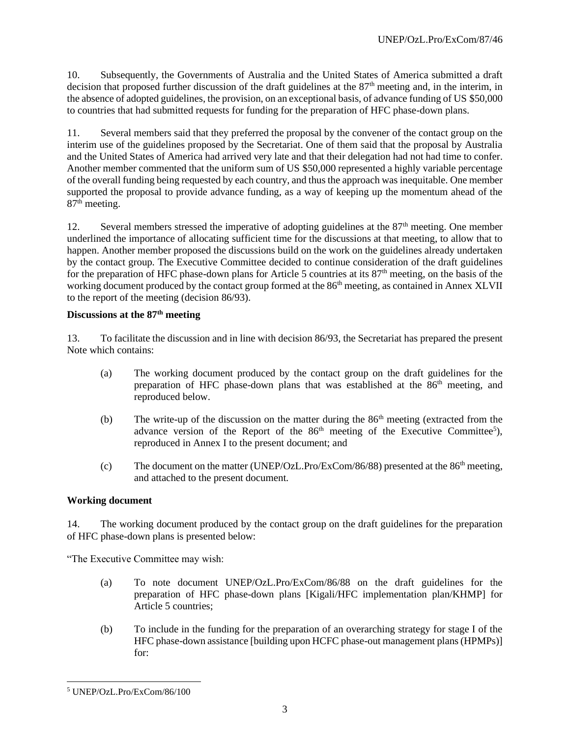10. Subsequently, the Governments of Australia and the United States of America submitted a draft decision that proposed further discussion of the draft guidelines at the 87th meeting and, in the interim, in the absence of adopted guidelines, the provision, on an exceptional basis, of advance funding of US $50,000 to countries that had submitted requests for funding for the preparation of HFC phase-down plans.

11. Several members said that they preferred the proposal by the convener of the contact group on the interim use of the guidelines proposed by the Secretariat. One of them said that the proposal by Australia and the United States of America had arrived very late and that their delegation had not had time to confer. Another member commented that the uniform sum of US $50,000 represented a highly variable percentage of the overall funding being requested by each country, and thus the approach was inequitable. One member supported the proposal to provide advance funding, as a way of keeping up the momentum ahead of the 87th meeting.

12. Several members stressed the imperative of adopting guidelines at the 87th meeting. One member underlined the importance of allocating sufficient time for the discussions at that meeting, to allow that to happen. Another member proposed the discussions build on the work on the guidelines already undertaken by the contact group. The Executive Committee decided to continue consideration of the draft guidelines for the preparation of HFC phase-down plans for Article 5 countries at its 87th meeting, on the basis of the working document produced by the contact group formed at the 86th meeting, as contained in Annex XLVII to the report of the meeting (decision 86/93).

**Discussions at the 87th meeting**

13. To facilitate the discussion and in line with decision 86/93, the Secretariat has prepared the present Note which contains:

(a) The working document produced by the contact group on the draft guidelines for the preparation of HFC phase-down plans that was established at the 86th meeting, and reproduced below.

(b) The write-up of the discussion on the matter during the 86th meeting (extracted from the advance version of the Report of the 86th meeting of the Executive Committee[5]), reproduced in Annex I to the present document; and

(c) The document on the matter (UNEP/OzL.Pro/ExCom/86/88) presented at the 86th meeting, and attached to the present document.

**Working document**

14. The working document produced by the contact group on the draft guidelines for the preparation of HFC phase-down plans is presented below:

"The Executive Committee may wish:

(a) To note document UNEP/OzL.Pro/ExCom/86/88 on the draft guidelines for the preparation of HFC phase-down plans [Kigali/HFC implementation plan/KHMP] for Article 5 countries;

(b) To include in the funding for the preparation of an overarching strategy for stage I of the HFC phase-down assistance [building upon HCFC phase-out management plans (HPMPs)] for:

---

[5] UNEP/OzL.Pro/ExCom/86/100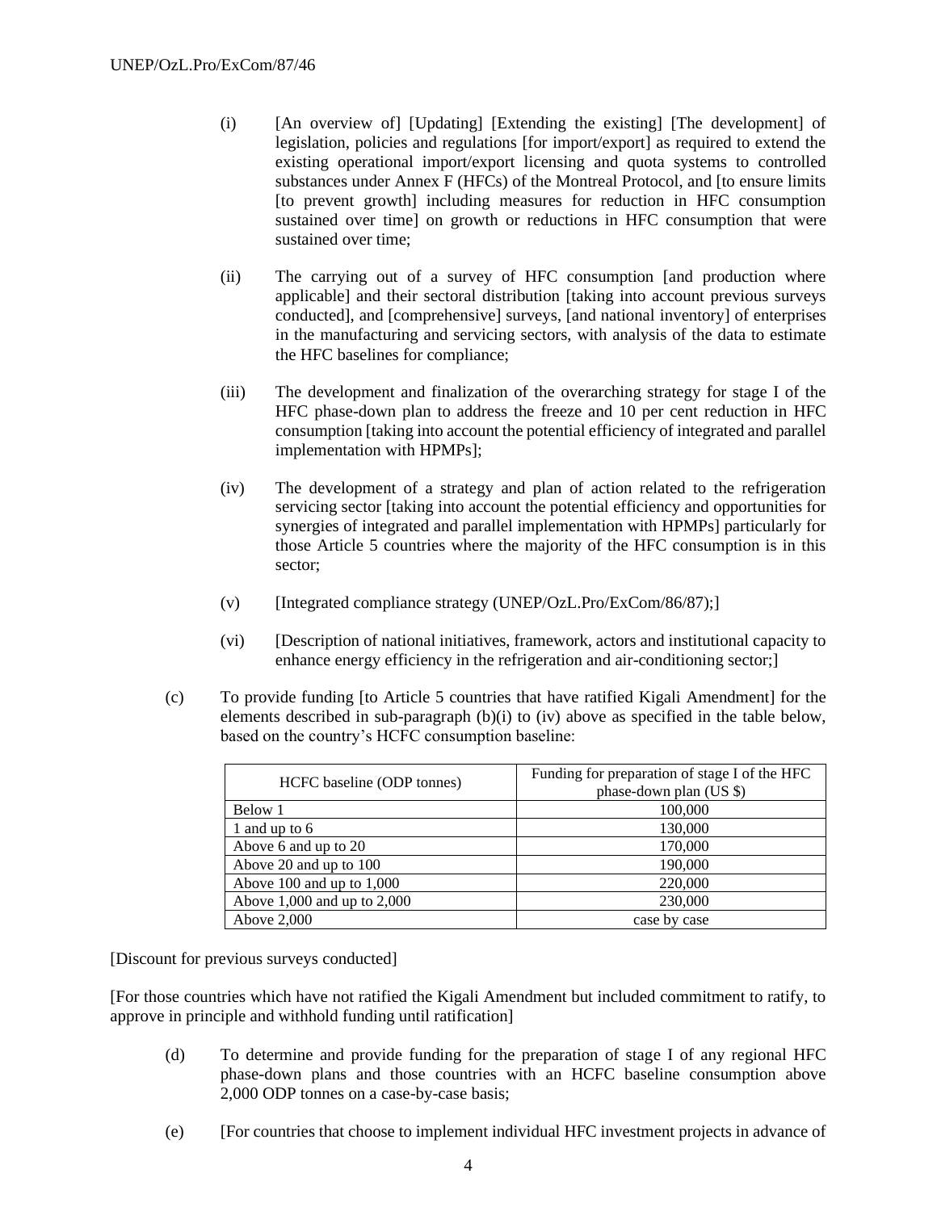(i) [An overview of] [Updating] [Extending the existing] [The development] of legislation, policies and regulations [for import/export] as required to extend the existing operational import/export licensing and quota systems to controlled substances under Annex F (HFCs) of the Montreal Protocol, and [to ensure limits [to prevent growth] including measures for reduction in HFC consumption sustained over time] on growth or reductions in HFC consumption that were sustained over time;

(ii) The carrying out of a survey of HFC consumption [and production where applicable] and their sectoral distribution [taking into account previous surveys conducted], and [comprehensive] surveys, [and national inventory] of enterprises in the manufacturing and servicing sectors, with analysis of the data to estimate the HFC baselines for compliance;

(iii) The development and finalization of the overarching strategy for stage I of the HFC phase-down plan to address the freeze and 10 per cent reduction in HFC consumption [taking into account the potential efficiency of integrated and parallel implementation with HPMPs];

(iv) The development of a strategy and plan of action related to the refrigeration servicing sector [taking into account the potential efficiency and opportunities for synergies of integrated and parallel implementation with HPMPs] particularly for those Article 5 countries where the majority of the HFC consumption is in this sector;

(v) [Integrated compliance strategy (UNEP/OzL.Pro/ExCom/86/87);]

(vi) [Description of national initiatives, framework, actors and institutional capacity to enhance energy efficiency in the refrigeration and air-conditioning sector;]

(c) To provide funding [to Article 5 countries that have ratified Kigali Amendment] for the elements described in sub-paragraph (b)(i) to (iv) above as specified in the table below, based on the country's HCFC consumption baseline:

| HCFC baseline (ODP tonnes) | Funding for preparation of stage I of the HFC phase-down plan (US $) |
|---|---|
| Below 1 | 100,000 |
| 1 and up to 6 | 130,000 |
| Above 6 and up to 20 | 170,000 |
| Above 20 and up to 100 | 190,000 |
| Above 100 and up to 1,000 | 220,000 |
| Above 1,000 and up to 2,000 | 230,000 |
| Above 2,000 | case by case |

[Discount for previous surveys conducted]

[For those countries which have not ratified the Kigali Amendment but included commitment to ratify, to approve in principle and withhold funding until ratification]

(d) To determine and provide funding for the preparation of stage I of any regional HFC phase-down plans and those countries with an HCFC baseline consumption above 2,000 ODP tonnes on a case-by-case basis;

(e) [For countries that choose to implement individual HFC investment projects in advance of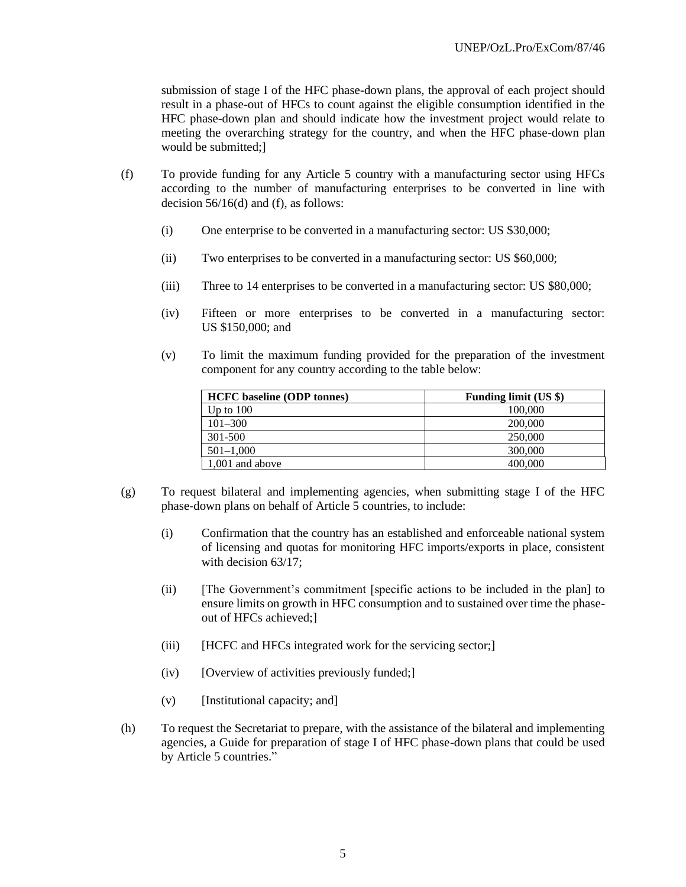submission of stage I of the HFC phase-down plans, the approval of each project should result in a phase-out of HFCs to count against the eligible consumption identified in the HFC phase-down plan and should indicate how the investment project would relate to meeting the overarching strategy for the country, and when the HFC phase-down plan would be submitted;]

(f) To provide funding for any Article 5 country with a manufacturing sector using HFCs according to the number of manufacturing enterprises to be converted in line with decision 56/16(d) and (f), as follows:

(i) One enterprise to be converted in a manufacturing sector: US $30,000;

(ii) Two enterprises to be converted in a manufacturing sector: US $60,000;

(iii) Three to 14 enterprises to be converted in a manufacturing sector: US $80,000;

(iv) Fifteen or more enterprises to be converted in a manufacturing sector: US $150,000; and

(v) To limit the maximum funding provided for the preparation of the investment component for any country according to the table below:

| HCFC baseline (ODP tonnes) | Funding limit (US $) |
|---|---|
| Up to 100 | 100,000 |
| 101–300 | 200,000 |
| 301-500 | 250,000 |
| 501–1,000 | 300,000 |
| 1,001 and above | 400,000 |

(g) To request bilateral and implementing agencies, when submitting stage I of the HFC phase-down plans on behalf of Article 5 countries, to include:

(i) Confirmation that the country has an established and enforceable national system of licensing and quotas for monitoring HFC imports/exports in place, consistent with decision 63/17;

(ii) [The Government's commitment [specific actions to be included in the plan] to ensure limits on growth in HFC consumption and to sustained over time the phase-out of HFCs achieved;]

(iii) [HCFC and HFCs integrated work for the servicing sector;]

(iv) [Overview of activities previously funded;]

(v) [Institutional capacity; and]

(h) To request the Secretariat to prepare, with the assistance of the bilateral and implementing agencies, a Guide for preparation of stage I of HFC phase-down plans that could be used by Article 5 countries."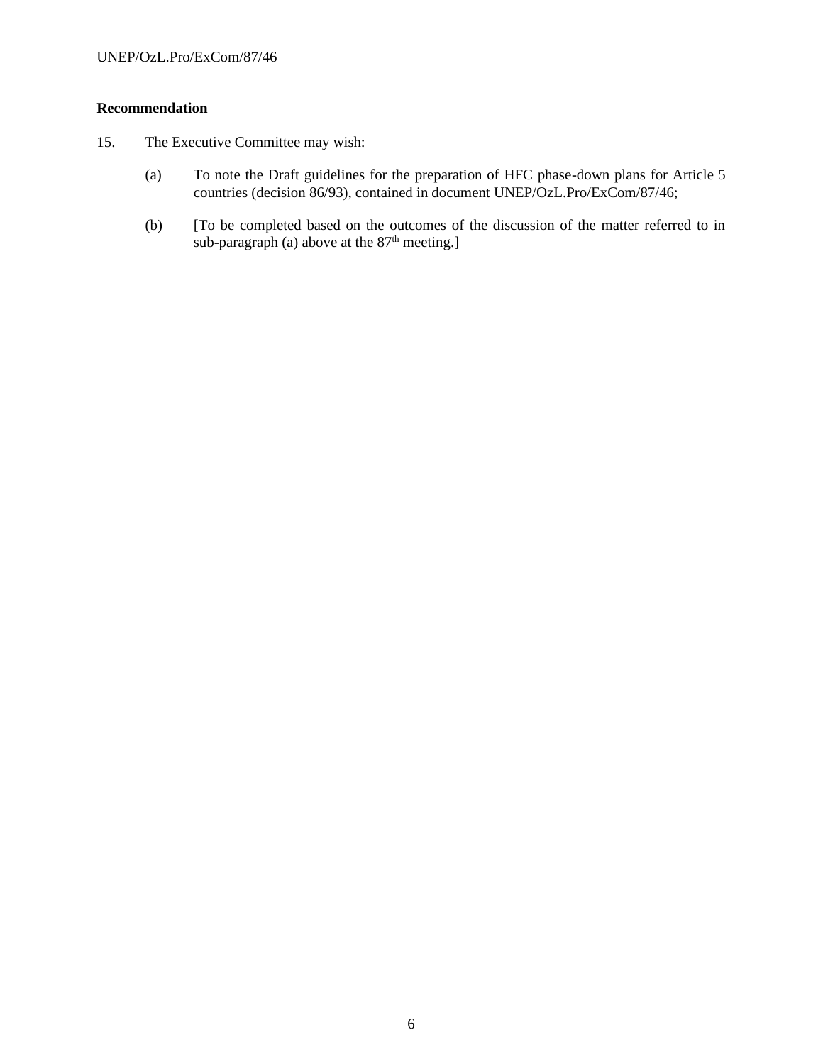**Recommendation**

15. The Executive Committee may wish:

(a) To note the Draft guidelines for the preparation of HFC phase-down plans for Article 5 countries (decision 86/93), contained in document UNEP/OzL.Pro/ExCom/87/46;

(b) [To be completed based on the outcomes of the discussion of the matter referred to in sub-paragraph (a) above at the 87th meeting.]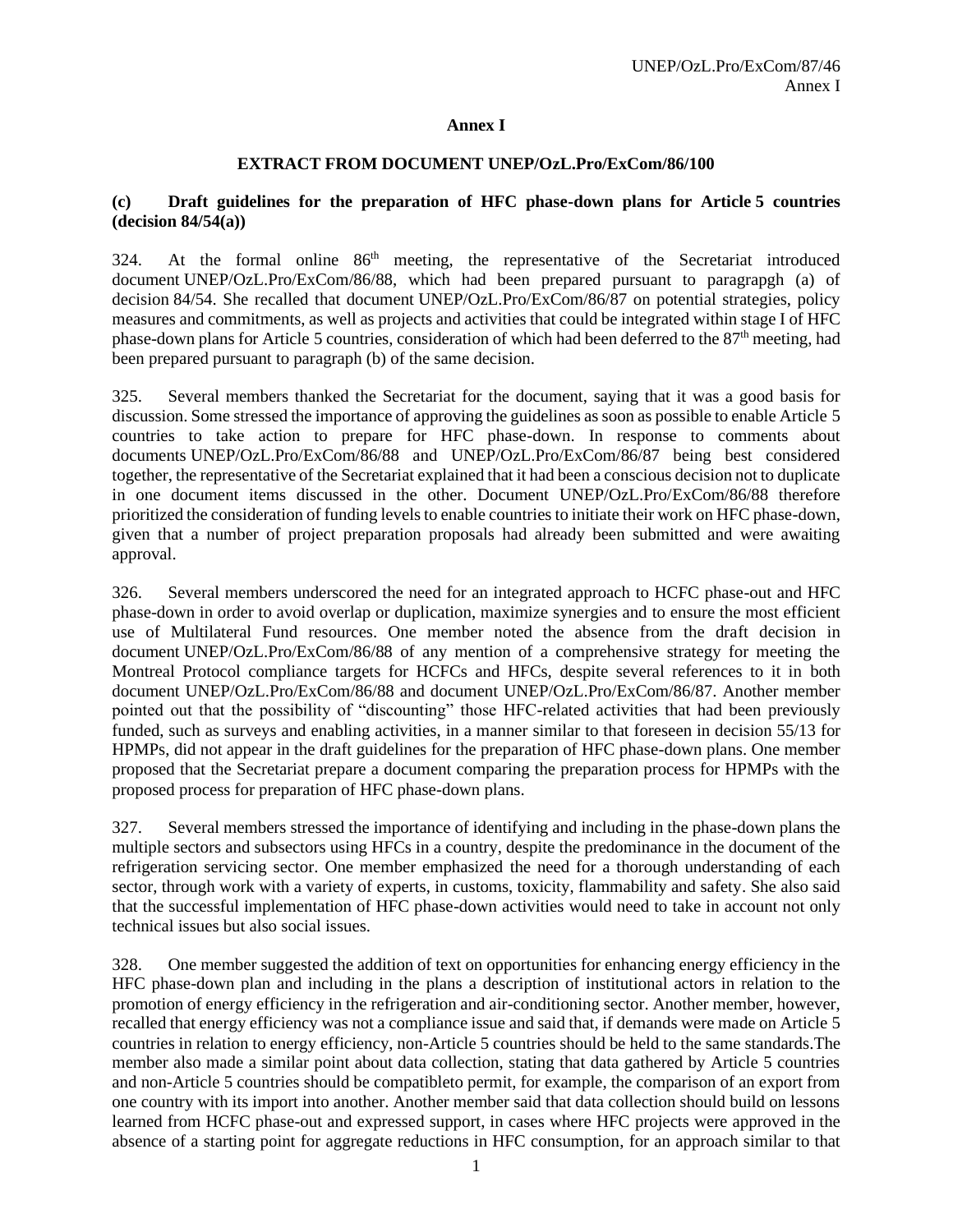## Annex I

### EXTRACT FROM DOCUMENT UNEP/OzL.Pro/ExCom/86/100

### (c) Draft guidelines for the preparation of HFC phase-down plans for Article 5 countries (decision 84/54(a))

324. At the formal online 86th meeting, the representative of the Secretariat introduced document UNEP/OzL.Pro/ExCom/86/88, which had been prepared pursuant to paragrapgh (a) of decision 84/54. She recalled that document UNEP/OzL.Pro/ExCom/86/87 on potential strategies, policy measures and commitments, as well as projects and activities that could be integrated within stage I of HFC phase-down plans for Article 5 countries, consideration of which had been deferred to the 87th meeting, had been prepared pursuant to paragraph (b) of the same decision.

325. Several members thanked the Secretariat for the document, saying that it was a good basis for discussion. Some stressed the importance of approving the guidelines as soon as possible to enable Article 5 countries to take action to prepare for HFC phase-down. In response to comments about documents UNEP/OzL.Pro/ExCom/86/88 and UNEP/OzL.Pro/ExCom/86/87 being best considered together, the representative of the Secretariat explained that it had been a conscious decision not to duplicate in one document items discussed in the other. Document UNEP/OzL.Pro/ExCom/86/88 therefore prioritized the consideration of funding levels to enable countries to initiate their work on HFC phase-down, given that a number of project preparation proposals had already been submitted and were awaiting approval.

326. Several members underscored the need for an integrated approach to HCFC phase-out and HFC phase-down in order to avoid overlap or duplication, maximize synergies and to ensure the most efficient use of Multilateral Fund resources. One member noted the absence from the draft decision in document UNEP/OzL.Pro/ExCom/86/88 of any mention of a comprehensive strategy for meeting the Montreal Protocol compliance targets for HCFCs and HFCs, despite several references to it in both document UNEP/OzL.Pro/ExCom/86/88 and document UNEP/OzL.Pro/ExCom/86/87. Another member pointed out that the possibility of "discounting" those HFC-related activities that had been previously funded, such as surveys and enabling activities, in a manner similar to that foreseen in decision 55/13 for HPMPs, did not appear in the draft guidelines for the preparation of HFC phase-down plans. One member proposed that the Secretariat prepare a document comparing the preparation process for HPMPs with the proposed process for preparation of HFC phase-down plans.

327. Several members stressed the importance of identifying and including in the phase-down plans the multiple sectors and subsectors using HFCs in a country, despite the predominance in the document of the refrigeration servicing sector. One member emphasized the need for a thorough understanding of each sector, through work with a variety of experts, in customs, toxicity, flammability and safety. She also said that the successful implementation of HFC phase-down activities would need to take in account not only technical issues but also social issues.

328. One member suggested the addition of text on opportunities for enhancing energy efficiency in the HFC phase-down plan and including in the plans a description of institutional actors in relation to the promotion of energy efficiency in the refrigeration and air-conditioning sector. Another member, however, recalled that energy efficiency was not a compliance issue and said that, if demands were made on Article 5 countries in relation to energy efficiency, non-Article 5 countries should be held to the same standards.The member also made a similar point about data collection, stating that data gathered by Article 5 countries and non-Article 5 countries should be compatibleto permit, for example, the comparison of an export from one country with its import into another. Another member said that data collection should build on lessons learned from HCFC phase-out and expressed support, in cases where HFC projects were approved in the absence of a starting point for aggregate reductions in HFC consumption, for an approach similar to that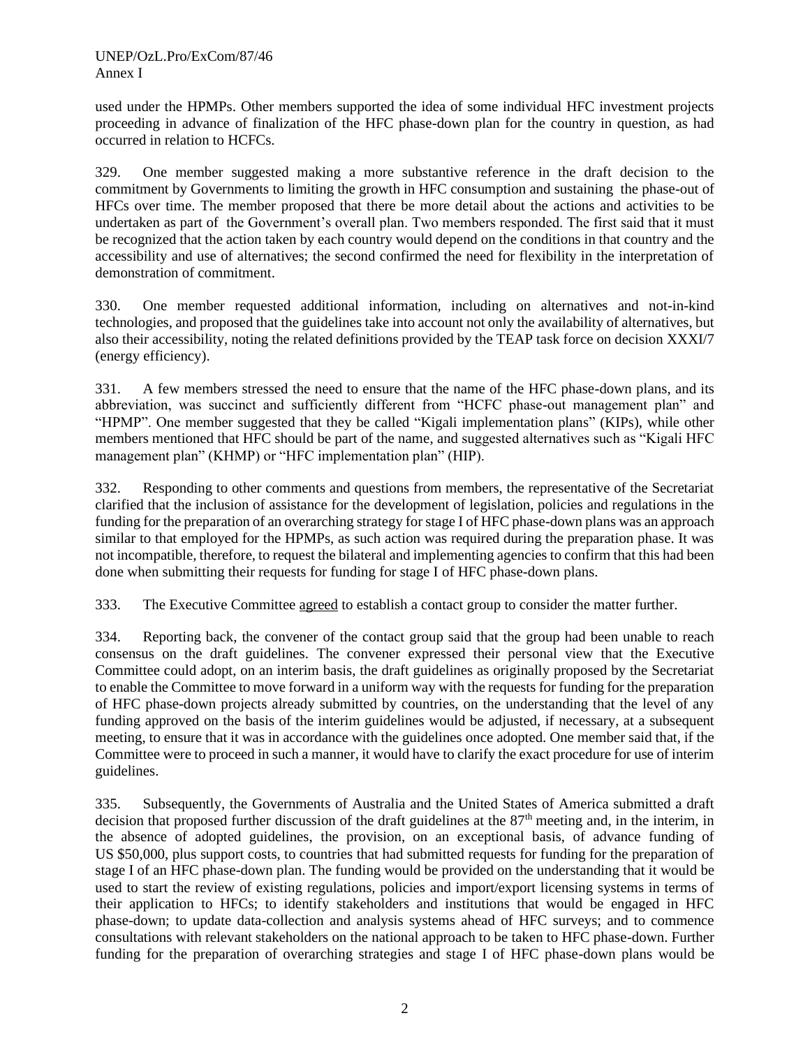used under the HPMPs. Other members supported the idea of some individual HFC investment projects proceeding in advance of finalization of the HFC phase-down plan for the country in question, as had occurred in relation to HCFCs.

329. One member suggested making a more substantive reference in the draft decision to the commitment by Governments to limiting the growth in HFC consumption and sustaining the phase-out of HFCs over time. The member proposed that there be more detail about the actions and activities to be undertaken as part of the Government's overall plan. Two members responded. The first said that it must be recognized that the action taken by each country would depend on the conditions in that country and the accessibility and use of alternatives; the second confirmed the need for flexibility in the interpretation of demonstration of commitment.

330. One member requested additional information, including on alternatives and not-in-kind technologies, and proposed that the guidelines take into account not only the availability of alternatives, but also their accessibility, noting the related definitions provided by the TEAP task force on decision XXXI/7 (energy efficiency).

331. A few members stressed the need to ensure that the name of the HFC phase-down plans, and its abbreviation, was succinct and sufficiently different from "HCFC phase-out management plan" and "HPMP". One member suggested that they be called "Kigali implementation plans" (KIPs), while other members mentioned that HFC should be part of the name, and suggested alternatives such as "Kigali HFC management plan" (KHMP) or "HFC implementation plan" (HIP).

332. Responding to other comments and questions from members, the representative of the Secretariat clarified that the inclusion of assistance for the development of legislation, policies and regulations in the funding for the preparation of an overarching strategy for stage I of HFC phase-down plans was an approach similar to that employed for the HPMPs, as such action was required during the preparation phase. It was not incompatible, therefore, to request the bilateral and implementing agencies to confirm that this had been done when submitting their requests for funding for stage I of HFC phase-down plans.

333. The Executive Committee agreed to establish a contact group to consider the matter further.

334. Reporting back, the convener of the contact group said that the group had been unable to reach consensus on the draft guidelines. The convener expressed their personal view that the Executive Committee could adopt, on an interim basis, the draft guidelines as originally proposed by the Secretariat to enable the Committee to move forward in a uniform way with the requests for funding for the preparation of HFC phase-down projects already submitted by countries, on the understanding that the level of any funding approved on the basis of the interim guidelines would be adjusted, if necessary, at a subsequent meeting, to ensure that it was in accordance with the guidelines once adopted. One member said that, if the Committee were to proceed in such a manner, it would have to clarify the exact procedure for use of interim guidelines.

335. Subsequently, the Governments of Australia and the United States of America submitted a draft decision that proposed further discussion of the draft guidelines at the 87th meeting and, in the interim, in the absence of adopted guidelines, the provision, on an exceptional basis, of advance funding of US $50,000, plus support costs, to countries that had submitted requests for funding for the preparation of stage I of an HFC phase-down plan. The funding would be provided on the understanding that it would be used to start the review of existing regulations, policies and import/export licensing systems in terms of their application to HFCs; to identify stakeholders and institutions that would be engaged in HFC phase-down; to update data-collection and analysis systems ahead of HFC surveys; and to commence consultations with relevant stakeholders on the national approach to be taken to HFC phase-down. Further funding for the preparation of overarching strategies and stage I of HFC phase-down plans would be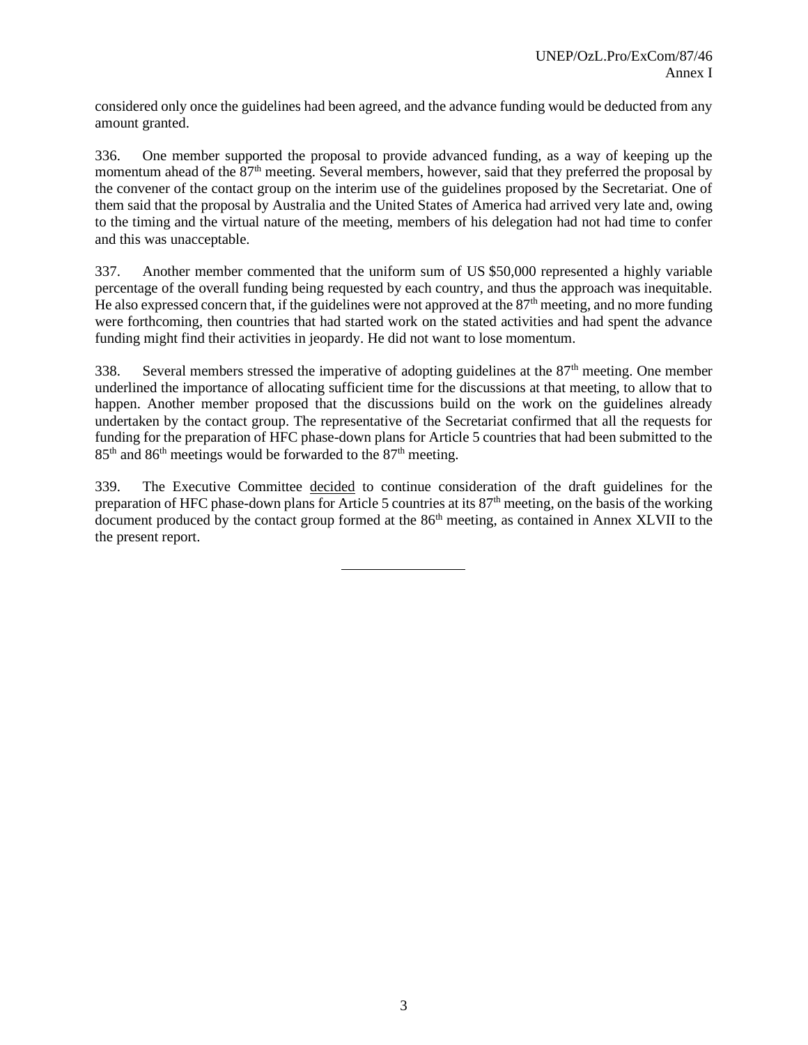considered only once the guidelines had been agreed, and the advance funding would be deducted from any amount granted.

336. One member supported the proposal to provide advanced funding, as a way of keeping up the momentum ahead of the 87th meeting. Several members, however, said that they preferred the proposal by the convener of the contact group on the interim use of the guidelines proposed by the Secretariat. One of them said that the proposal by Australia and the United States of America had arrived very late and, owing to the timing and the virtual nature of the meeting, members of his delegation had not had time to confer and this was unacceptable.

337. Another member commented that the uniform sum of US $50,000 represented a highly variable percentage of the overall funding being requested by each country, and thus the approach was inequitable. He also expressed concern that, if the guidelines were not approved at the 87th meeting, and no more funding were forthcoming, then countries that had started work on the stated activities and had spent the advance funding might find their activities in jeopardy. He did not want to lose momentum.

338. Several members stressed the imperative of adopting guidelines at the 87th meeting. One member underlined the importance of allocating sufficient time for the discussions at that meeting, to allow that to happen. Another member proposed that the discussions build on the work on the guidelines already undertaken by the contact group. The representative of the Secretariat confirmed that all the requests for funding for the preparation of HFC phase-down plans for Article 5 countries that had been submitted to the 85th and 86th meetings would be forwarded to the 87th meeting.

339. The Executive Committee decided to continue consideration of the draft guidelines for the preparation of HFC phase-down plans for Article 5 countries at its 87th meeting, on the basis of the working document produced by the contact group formed at the 86th meeting, as contained in Annex XLVII to the the present report.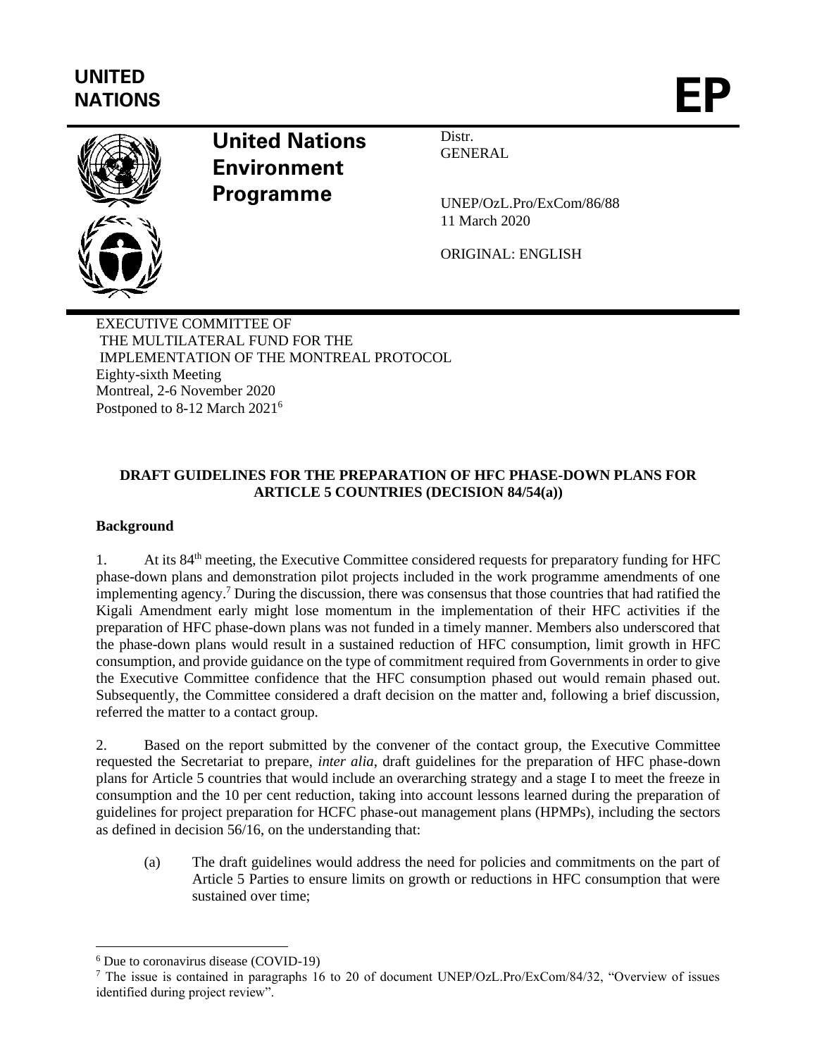**UNITED NATIONS**

**EP**

**United Nations Environment Programme**

Distr.
GENERAL

UNEP/OzL.Pro/ExCom/86/88
11 March 2020

ORIGINAL: ENGLISH

EXECUTIVE COMMITTEE OF
THE MULTILATERAL FUND FOR THE
IMPLEMENTATION OF THE MONTREAL PROTOCOL
Eighty-sixth Meeting
Montreal, 2-6 November 2020
Postponed to 8-12 March 2021[6]

**DRAFT GUIDELINES FOR THE PREPARATION OF HFC PHASE-DOWN PLANS FOR ARTICLE 5 COUNTRIES (DECISION 84/54(a))**

**Background**

1. At its 84[th] meeting, the Executive Committee considered requests for preparatory funding for HFC phase-down plans and demonstration pilot projects included in the work programme amendments of one implementing agency.[7] During the discussion, there was consensus that those countries that had ratified the Kigali Amendment early might lose momentum in the implementation of their HFC activities if the preparation of HFC phase-down plans was not funded in a timely manner. Members also underscored that the phase-down plans would result in a sustained reduction of HFC consumption, limit growth in HFC consumption, and provide guidance on the type of commitment required from Governments in order to give the Executive Committee confidence that the HFC consumption phased out would remain phased out. Subsequently, the Committee considered a draft decision on the matter and, following a brief discussion, referred the matter to a contact group.

2. Based on the report submitted by the convener of the contact group, the Executive Committee requested the Secretariat to prepare, *inter alia*, draft guidelines for the preparation of HFC phase-down plans for Article 5 countries that would include an overarching strategy and a stage I to meet the freeze in consumption and the 10 per cent reduction, taking into account lessons learned during the preparation of guidelines for project preparation for HCFC phase-out management plans (HPMPs), including the sectors as defined in decision 56/16, on the understanding that:

(a) The draft guidelines would address the need for policies and commitments on the part of Article 5 Parties to ensure limits on growth or reductions in HFC consumption that were sustained over time;

---

[6] Due to coronavirus disease (COVID-19)

[7] The issue is contained in paragraphs 16 to 20 of document UNEP/OzL.Pro/ExCom/84/32, "Overview of issues identified during project review".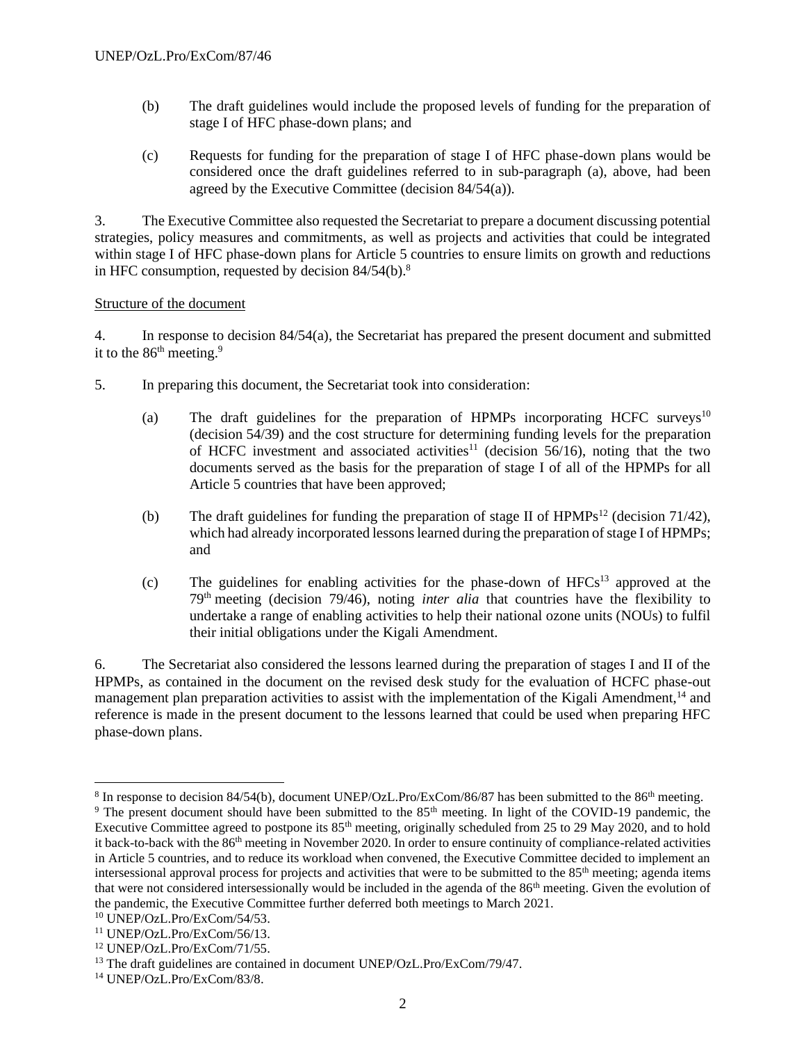(b) The draft guidelines would include the proposed levels of funding for the preparation of stage I of HFC phase-down plans; and

(c) Requests for funding for the preparation of stage I of HFC phase-down plans would be considered once the draft guidelines referred to in sub-paragraph (a), above, had been agreed by the Executive Committee (decision 84/54(a)).

3. The Executive Committee also requested the Secretariat to prepare a document discussing potential strategies, policy measures and commitments, as well as projects and activities that could be integrated within stage I of HFC phase-down plans for Article 5 countries to ensure limits on growth and reductions in HFC consumption, requested by decision 84/54(b).[8]

Structure of the document

4. In response to decision 84/54(a), the Secretariat has prepared the present document and submitted it to the 86th meeting.[9]

5. In preparing this document, the Secretariat took into consideration:

(a) The draft guidelines for the preparation of HPMPs incorporating HCFC surveys[10] (decision 54/39) and the cost structure for determining funding levels for the preparation of HCFC investment and associated activities[11] (decision 56/16), noting that the two documents served as the basis for the preparation of stage I of all of the HPMPs for all Article 5 countries that have been approved;

(b) The draft guidelines for funding the preparation of stage II of HPMPs[12] (decision 71/42), which had already incorporated lessons learned during the preparation of stage I of HPMPs; and

(c) The guidelines for enabling activities for the phase-down of HFCs[13] approved at the 79th meeting (decision 79/46), noting *inter alia* that countries have the flexibility to undertake a range of enabling activities to help their national ozone units (NOUs) to fulfil their initial obligations under the Kigali Amendment.

6. The Secretariat also considered the lessons learned during the preparation of stages I and II of the HPMPs, as contained in the document on the revised desk study for the evaluation of HCFC phase-out management plan preparation activities to assist with the implementation of the Kigali Amendment,[14] and reference is made in the present document to the lessons learned that could be used when preparing HFC phase-down plans.

---

[8] In response to decision 84/54(b), document UNEP/OzL.Pro/ExCom/86/87 has been submitted to the 86th meeting.

[9] The present document should have been submitted to the 85th meeting. In light of the COVID-19 pandemic, the Executive Committee agreed to postpone its 85th meeting, originally scheduled from 25 to 29 May 2020, and to hold it back-to-back with the 86th meeting in November 2020. In order to ensure continuity of compliance-related activities in Article 5 countries, and to reduce its workload when convened, the Executive Committee decided to implement an intersessional approval process for projects and activities that were to be submitted to the 85th meeting; agenda items that were not considered intersessionally would be included in the agenda of the 86th meeting. Given the evolution of the pandemic, the Executive Committee further deferred both meetings to March 2021.

[10] UNEP/OzL.Pro/ExCom/54/53.

[11] UNEP/OzL.Pro/ExCom/56/13.

[12] UNEP/OzL.Pro/ExCom/71/55.

[13] The draft guidelines are contained in document UNEP/OzL.Pro/ExCom/79/47.

[14] UNEP/OzL.Pro/ExCom/83/8.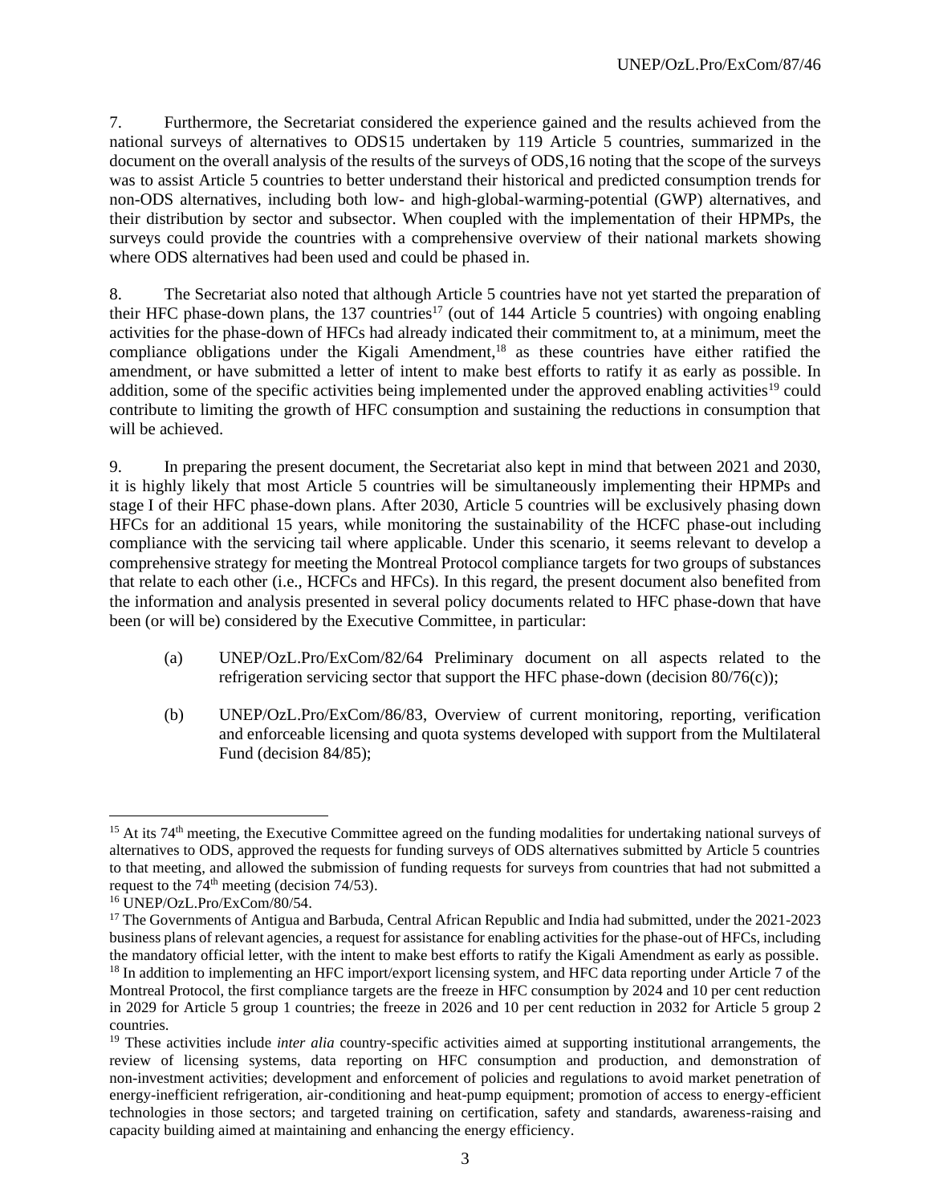7. Furthermore, the Secretariat considered the experience gained and the results achieved from the national surveys of alternatives to ODS[15] undertaken by 119 Article 5 countries, summarized in the document on the overall analysis of the results of the surveys of ODS,[16] noting that the scope of the surveys was to assist Article 5 countries to better understand their historical and predicted consumption trends for non-ODS alternatives, including both low- and high-global-warming-potential (GWP) alternatives, and their distribution by sector and subsector. When coupled with the implementation of their HPMPs, the surveys could provide the countries with a comprehensive overview of their national markets showing where ODS alternatives had been used and could be phased in.

8. The Secretariat also noted that although Article 5 countries have not yet started the preparation of their HFC phase-down plans, the 137 countries[17] (out of 144 Article 5 countries) with ongoing enabling activities for the phase-down of HFCs had already indicated their commitment to, at a minimum, meet the compliance obligations under the Kigali Amendment,[18] as these countries have either ratified the amendment, or have submitted a letter of intent to make best efforts to ratify it as early as possible. In addition, some of the specific activities being implemented under the approved enabling activities[19] could contribute to limiting the growth of HFC consumption and sustaining the reductions in consumption that will be achieved.

9. In preparing the present document, the Secretariat also kept in mind that between 2021 and 2030, it is highly likely that most Article 5 countries will be simultaneously implementing their HPMPs and stage I of their HFC phase-down plans. After 2030, Article 5 countries will be exclusively phasing down HFCs for an additional 15 years, while monitoring the sustainability of the HCFC phase-out including compliance with the servicing tail where applicable. Under this scenario, it seems relevant to develop a comprehensive strategy for meeting the Montreal Protocol compliance targets for two groups of substances that relate to each other (i.e., HCFCs and HFCs). In this regard, the present document also benefited from the information and analysis presented in several policy documents related to HFC phase-down that have been (or will be) considered by the Executive Committee, in particular:

(a) UNEP/OzL.Pro/ExCom/82/64 Preliminary document on all aspects related to the refrigeration servicing sector that support the HFC phase-down (decision 80/76(c));

(b) UNEP/OzL.Pro/ExCom/86/83, Overview of current monitoring, reporting, verification and enforceable licensing and quota systems developed with support from the Multilateral Fund (decision 84/85);

---

[15] At its 74th meeting, the Executive Committee agreed on the funding modalities for undertaking national surveys of alternatives to ODS, approved the requests for funding surveys of ODS alternatives submitted by Article 5 countries to that meeting, and allowed the submission of funding requests for surveys from countries that had not submitted a request to the 74th meeting (decision 74/53).

[16] UNEP/OzL.Pro/ExCom/80/54.

[17] The Governments of Antigua and Barbuda, Central African Republic and India had submitted, under the 2021-2023 business plans of relevant agencies, a request for assistance for enabling activities for the phase-out of HFCs, including the mandatory official letter, with the intent to make best efforts to ratify the Kigali Amendment as early as possible.

[18] In addition to implementing an HFC import/export licensing system, and HFC data reporting under Article 7 of the Montreal Protocol, the first compliance targets are the freeze in HFC consumption by 2024 and 10 per cent reduction in 2029 for Article 5 group 1 countries; the freeze in 2026 and 10 per cent reduction in 2032 for Article 5 group 2 countries.

[19] These activities include *inter alia* country-specific activities aimed at supporting institutional arrangements, the review of licensing systems, data reporting on HFC consumption and production, and demonstration of non-investment activities; development and enforcement of policies and regulations to avoid market penetration of energy-inefficient refrigeration, air-conditioning and heat-pump equipment; promotion of access to energy-efficient technologies in those sectors; and targeted training on certification, safety and standards, awareness-raising and capacity building aimed at maintaining and enhancing the energy efficiency.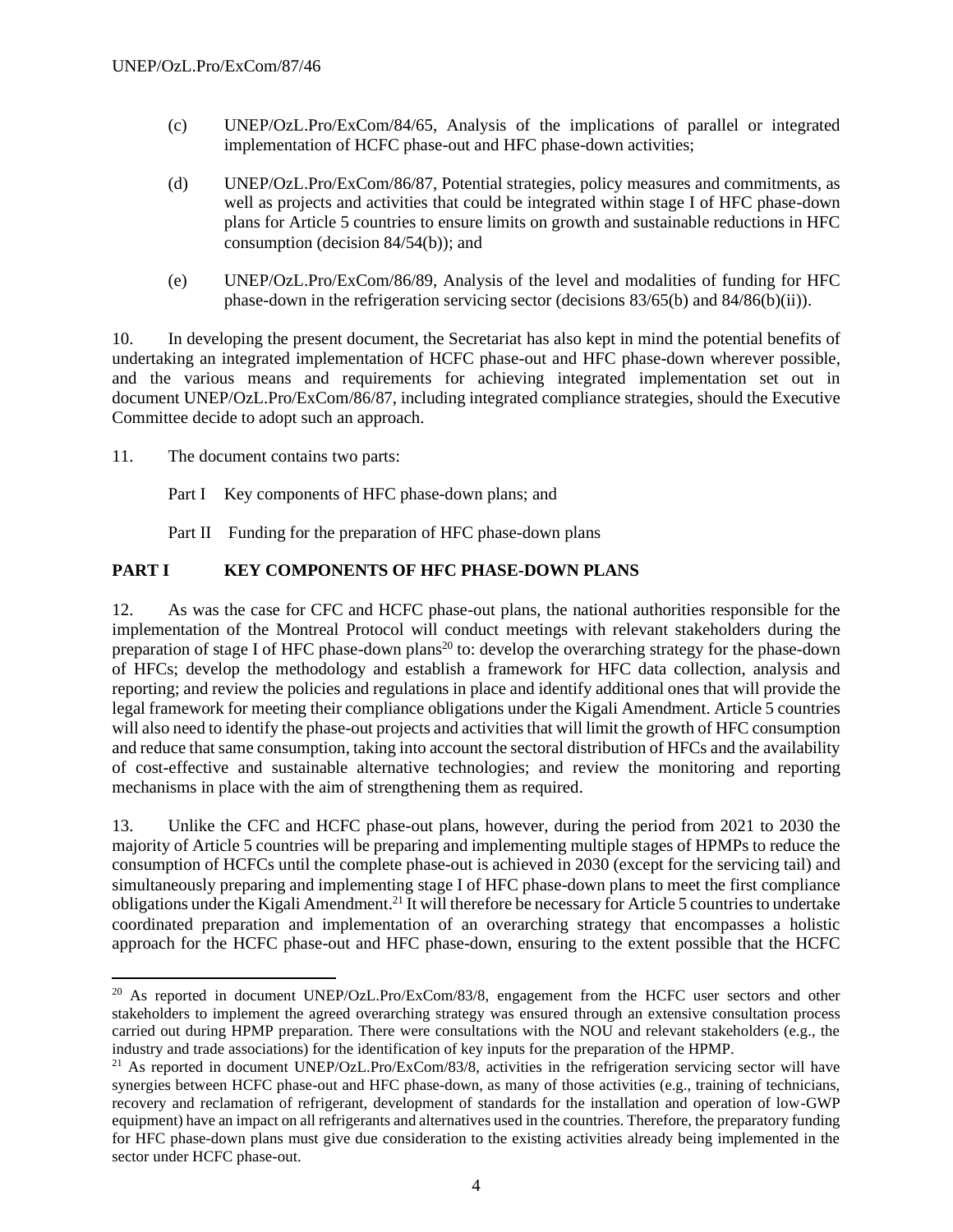(c) UNEP/OzL.Pro/ExCom/84/65, Analysis of the implications of parallel or integrated implementation of HCFC phase-out and HFC phase-down activities;

(d) UNEP/OzL.Pro/ExCom/86/87, Potential strategies, policy measures and commitments, as well as projects and activities that could be integrated within stage I of HFC phase-down plans for Article 5 countries to ensure limits on growth and sustainable reductions in HFC consumption (decision 84/54(b)); and

(e) UNEP/OzL.Pro/ExCom/86/89, Analysis of the level and modalities of funding for HFC phase-down in the refrigeration servicing sector (decisions 83/65(b) and 84/86(b)(ii)).

10. In developing the present document, the Secretariat has also kept in mind the potential benefits of undertaking an integrated implementation of HCFC phase-out and HFC phase-down wherever possible, and the various means and requirements for achieving integrated implementation set out in document UNEP/OzL.Pro/ExCom/86/87, including integrated compliance strategies, should the Executive Committee decide to adopt such an approach.

11. The document contains two parts:

Part I Key components of HFC phase-down plans; and

Part II Funding for the preparation of HFC phase-down plans

## PART I KEY COMPONENTS OF HFC PHASE-DOWN PLANS

12. As was the case for CFC and HCFC phase-out plans, the national authorities responsible for the implementation of the Montreal Protocol will conduct meetings with relevant stakeholders during the preparation of stage I of HFC phase-down plans[20] to: develop the overarching strategy for the phase-down of HFCs; develop the methodology and establish a framework for HFC data collection, analysis and reporting; and review the policies and regulations in place and identify additional ones that will provide the legal framework for meeting their compliance obligations under the Kigali Amendment. Article 5 countries will also need to identify the phase-out projects and activities that will limit the growth of HFC consumption and reduce that same consumption, taking into account the sectoral distribution of HFCs and the availability of cost-effective and sustainable alternative technologies; and review the monitoring and reporting mechanisms in place with the aim of strengthening them as required.

13. Unlike the CFC and HCFC phase-out plans, however, during the period from 2021 to 2030 the majority of Article 5 countries will be preparing and implementing multiple stages of HPMPs to reduce the consumption of HCFCs until the complete phase-out is achieved in 2030 (except for the servicing tail) and simultaneously preparing and implementing stage I of HFC phase-down plans to meet the first compliance obligations under the Kigali Amendment.[21] It will therefore be necessary for Article 5 countries to undertake coordinated preparation and implementation of an overarching strategy that encompasses a holistic approach for the HCFC phase-out and HFC phase-down, ensuring to the extent possible that the HCFC

---

[20] As reported in document UNEP/OzL.Pro/ExCom/83/8, engagement from the HCFC user sectors and other stakeholders to implement the agreed overarching strategy was ensured through an extensive consultation process carried out during HPMP preparation. There were consultations with the NOU and relevant stakeholders (e.g., the industry and trade associations) for the identification of key inputs for the preparation of the HPMP.

[21] As reported in document UNEP/OzL.Pro/ExCom/83/8, activities in the refrigeration servicing sector will have synergies between HCFC phase-out and HFC phase-down, as many of those activities (e.g., training of technicians, recovery and reclamation of refrigerant, development of standards for the installation and operation of low-GWP equipment) have an impact on all refrigerants and alternatives used in the countries. Therefore, the preparatory funding for HFC phase-down plans must give due consideration to the existing activities already being implemented in the sector under HCFC phase-out.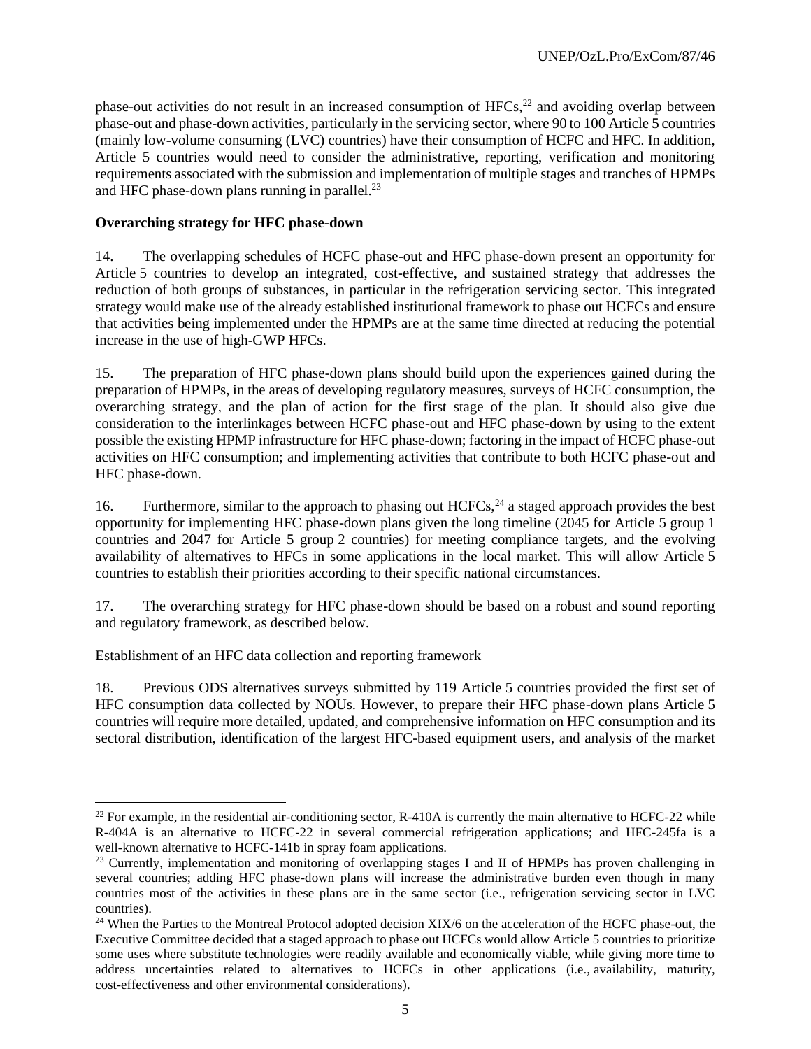phase-out activities do not result in an increased consumption of HFCs,[22] and avoiding overlap between phase-out and phase-down activities, particularly in the servicing sector, where 90 to 100 Article 5 countries (mainly low-volume consuming (LVC) countries) have their consumption of HCFC and HFC. In addition, Article 5 countries would need to consider the administrative, reporting, verification and monitoring requirements associated with the submission and implementation of multiple stages and tranches of HPMPs and HFC phase-down plans running in parallel.[23]

**Overarching strategy for HFC phase-down**

14. The overlapping schedules of HCFC phase-out and HFC phase-down present an opportunity for Article 5 countries to develop an integrated, cost-effective, and sustained strategy that addresses the reduction of both groups of substances, in particular in the refrigeration servicing sector. This integrated strategy would make use of the already established institutional framework to phase out HCFCs and ensure that activities being implemented under the HPMPs are at the same time directed at reducing the potential increase in the use of high-GWP HFCs.

15. The preparation of HFC phase-down plans should build upon the experiences gained during the preparation of HPMPs, in the areas of developing regulatory measures, surveys of HCFC consumption, the overarching strategy, and the plan of action for the first stage of the plan. It should also give due consideration to the interlinkages between HCFC phase-out and HFC phase-down by using to the extent possible the existing HPMP infrastructure for HFC phase-down; factoring in the impact of HCFC phase-out activities on HFC consumption; and implementing activities that contribute to both HCFC phase-out and HFC phase-down.

16. Furthermore, similar to the approach to phasing out HCFCs,[24] a staged approach provides the best opportunity for implementing HFC phase-down plans given the long timeline (2045 for Article 5 group 1 countries and 2047 for Article 5 group 2 countries) for meeting compliance targets, and the evolving availability of alternatives to HFCs in some applications in the local market. This will allow Article 5 countries to establish their priorities according to their specific national circumstances.

17. The overarching strategy for HFC phase-down should be based on a robust and sound reporting and regulatory framework, as described below.

<u>Establishment of an HFC data collection and reporting framework</u>

18. Previous ODS alternatives surveys submitted by 119 Article 5 countries provided the first set of HFC consumption data collected by NOUs. However, to prepare their HFC phase-down plans Article 5 countries will require more detailed, updated, and comprehensive information on HFC consumption and its sectoral distribution, identification of the largest HFC-based equipment users, and analysis of the market

---

[22] For example, in the residential air-conditioning sector, R-410A is currently the main alternative to HCFC-22 while R-404A is an alternative to HCFC-22 in several commercial refrigeration applications; and HFC-245fa is a well-known alternative to HCFC-141b in spray foam applications.

[23] Currently, implementation and monitoring of overlapping stages I and II of HPMPs has proven challenging in several countries; adding HFC phase-down plans will increase the administrative burden even though in many countries most of the activities in these plans are in the same sector (i.e., refrigeration servicing sector in LVC countries).

[24] When the Parties to the Montreal Protocol adopted decision XIX/6 on the acceleration of the HCFC phase-out, the Executive Committee decided that a staged approach to phase out HCFCs would allow Article 5 countries to prioritize some uses where substitute technologies were readily available and economically viable, while giving more time to address uncertainties related to alternatives to HCFCs in other applications (i.e., availability, maturity, cost-effectiveness and other environmental considerations).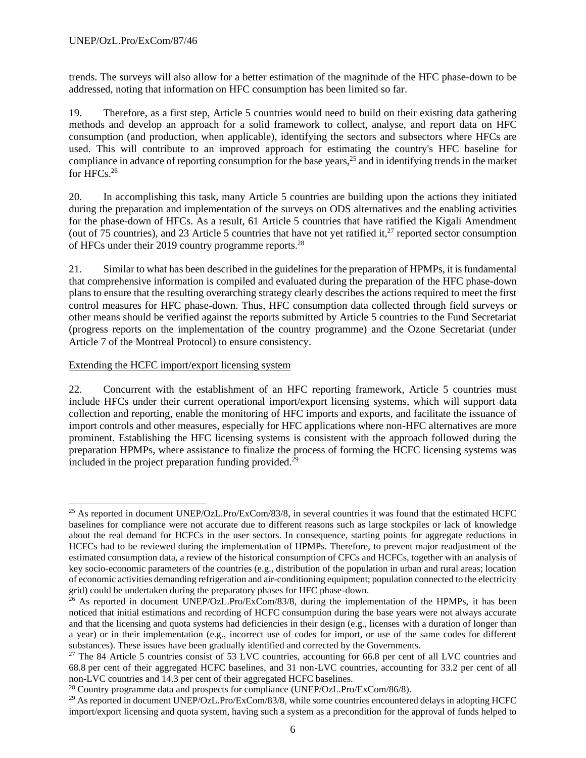trends. The surveys will also allow for a better estimation of the magnitude of the HFC phase-down to be addressed, noting that information on HFC consumption has been limited so far.

19. Therefore, as a first step, Article 5 countries would need to build on their existing data gathering methods and develop an approach for a solid framework to collect, analyse, and report data on HFC consumption (and production, when applicable), identifying the sectors and subsectors where HFCs are used. This will contribute to an improved approach for estimating the country's HFC baseline for compliance in advance of reporting consumption for the base years,[25] and in identifying trends in the market for HFCs.[26]

20. In accomplishing this task, many Article 5 countries are building upon the actions they initiated during the preparation and implementation of the surveys on ODS alternatives and the enabling activities for the phase-down of HFCs. As a result, 61 Article 5 countries that have ratified the Kigali Amendment (out of 75 countries), and 23 Article 5 countries that have not yet ratified it,[27] reported sector consumption of HFCs under their 2019 country programme reports.[28]

21. Similar to what has been described in the guidelines for the preparation of HPMPs, it is fundamental that comprehensive information is compiled and evaluated during the preparation of the HFC phase-down plans to ensure that the resulting overarching strategy clearly describes the actions required to meet the first control measures for HFC phase-down. Thus, HFC consumption data collected through field surveys or other means should be verified against the reports submitted by Article 5 countries to the Fund Secretariat (progress reports on the implementation of the country programme) and the Ozone Secretariat (under Article 7 of the Montreal Protocol) to ensure consistency.

Extending the HCFC import/export licensing system

22. Concurrent with the establishment of an HFC reporting framework, Article 5 countries must include HFCs under their current operational import/export licensing systems, which will support data collection and reporting, enable the monitoring of HFC imports and exports, and facilitate the issuance of import controls and other measures, especially for HFC applications where non-HFC alternatives are more prominent. Establishing the HFC licensing systems is consistent with the approach followed during the preparation HPMPs, where assistance to finalize the process of forming the HCFC licensing systems was included in the project preparation funding provided.[29]

---

[25] As reported in document UNEP/OzL.Pro/ExCom/83/8, in several countries it was found that the estimated HCFC baselines for compliance were not accurate due to different reasons such as large stockpiles or lack of knowledge about the real demand for HCFCs in the user sectors. In consequence, starting points for aggregate reductions in HCFCs had to be reviewed during the implementation of HPMPs. Therefore, to prevent major readjustment of the estimated consumption data, a review of the historical consumption of CFCs and HCFCs, together with an analysis of key socio-economic parameters of the countries (e.g., distribution of the population in urban and rural areas; location of economic activities demanding refrigeration and air-conditioning equipment; population connected to the electricity grid) could be undertaken during the preparatory phases for HFC phase-down.

[26] As reported in document UNEP/OzL.Pro/ExCom/83/8, during the implementation of the HPMPs, it has been noticed that initial estimations and recording of HCFC consumption during the base years were not always accurate and that the licensing and quota systems had deficiencies in their design (e.g., licenses with a duration of longer than a year) or in their implementation (e.g., incorrect use of codes for import, or use of the same codes for different substances). These issues have been gradually identified and corrected by the Governments.

[27] The 84 Article 5 countries consist of 53 LVC countries, accounting for 66.8 per cent of all LVC countries and 68.8 per cent of their aggregated HCFC baselines, and 31 non-LVC countries, accounting for 33.2 per cent of all non-LVC countries and 14.3 per cent of their aggregated HCFC baselines.

[28] Country programme data and prospects for compliance (UNEP/OzL.Pro/ExCom/86/8).

[29] As reported in document UNEP/OzL.Pro/ExCom/83/8, while some countries encountered delays in adopting HCFC import/export licensing and quota system, having such a system as a precondition for the approval of funds helped to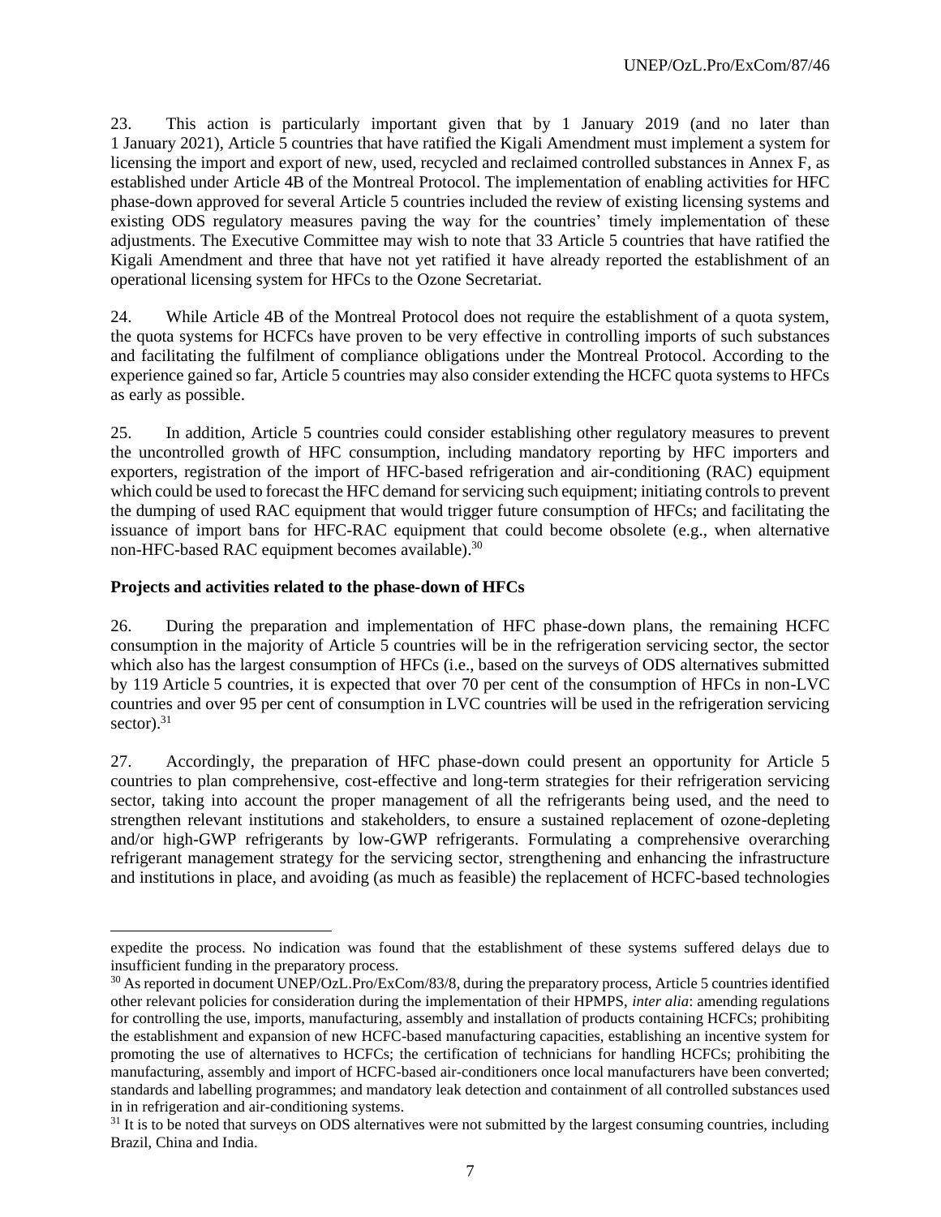23. This action is particularly important given that by 1 January 2019 (and no later than 1 January 2021), Article 5 countries that have ratified the Kigali Amendment must implement a system for licensing the import and export of new, used, recycled and reclaimed controlled substances in Annex F, as established under Article 4B of the Montreal Protocol. The implementation of enabling activities for HFC phase-down approved for several Article 5 countries included the review of existing licensing systems and existing ODS regulatory measures paving the way for the countries' timely implementation of these adjustments. The Executive Committee may wish to note that 33 Article 5 countries that have ratified the Kigali Amendment and three that have not yet ratified it have already reported the establishment of an operational licensing system for HFCs to the Ozone Secretariat.

24. While Article 4B of the Montreal Protocol does not require the establishment of a quota system, the quota systems for HCFCs have proven to be very effective in controlling imports of such substances and facilitating the fulfilment of compliance obligations under the Montreal Protocol. According to the experience gained so far, Article 5 countries may also consider extending the HCFC quota systems to HFCs as early as possible.

25. In addition, Article 5 countries could consider establishing other regulatory measures to prevent the uncontrolled growth of HFC consumption, including mandatory reporting by HFC importers and exporters, registration of the import of HFC-based refrigeration and air-conditioning (RAC) equipment which could be used to forecast the HFC demand for servicing such equipment; initiating controls to prevent the dumping of used RAC equipment that would trigger future consumption of HFCs; and facilitating the issuance of import bans for HFC-RAC equipment that could become obsolete (e.g., when alternative non-HFC-based RAC equipment becomes available).[30]

**Projects and activities related to the phase-down of HFCs**

26. During the preparation and implementation of HFC phase-down plans, the remaining HCFC consumption in the majority of Article 5 countries will be in the refrigeration servicing sector, the sector which also has the largest consumption of HFCs (i.e., based on the surveys of ODS alternatives submitted by 119 Article 5 countries, it is expected that over 70 per cent of the consumption of HFCs in non-LVC countries and over 95 per cent of consumption in LVC countries will be used in the refrigeration servicing sector).[31]

27. Accordingly, the preparation of HFC phase-down could present an opportunity for Article 5 countries to plan comprehensive, cost-effective and long-term strategies for their refrigeration servicing sector, taking into account the proper management of all the refrigerants being used, and the need to strengthen relevant institutions and stakeholders, to ensure a sustained replacement of ozone-depleting and/or high-GWP refrigerants by low-GWP refrigerants. Formulating a comprehensive overarching refrigerant management strategy for the servicing sector, strengthening and enhancing the infrastructure and institutions in place, and avoiding (as much as feasible) the replacement of HCFC-based technologies

---

expedite the process. No indication was found that the establishment of these systems suffered delays due to insufficient funding in the preparatory process.

[30] As reported in document UNEP/OzL.Pro/ExCom/83/8, during the preparatory process, Article 5 countries identified other relevant policies for consideration during the implementation of their HPMPS, *inter alia*: amending regulations for controlling the use, imports, manufacturing, assembly and installation of products containing HCFCs; prohibiting the establishment and expansion of new HCFC-based manufacturing capacities, establishing an incentive system for promoting the use of alternatives to HCFCs; the certification of technicians for handling HCFCs; prohibiting the manufacturing, assembly and import of HCFC-based air-conditioners once local manufacturers have been converted; standards and labelling programmes; and mandatory leak detection and containment of all controlled substances used in in refrigeration and air-conditioning systems.

[31] It is to be noted that surveys on ODS alternatives were not submitted by the largest consuming countries, including Brazil, China and India.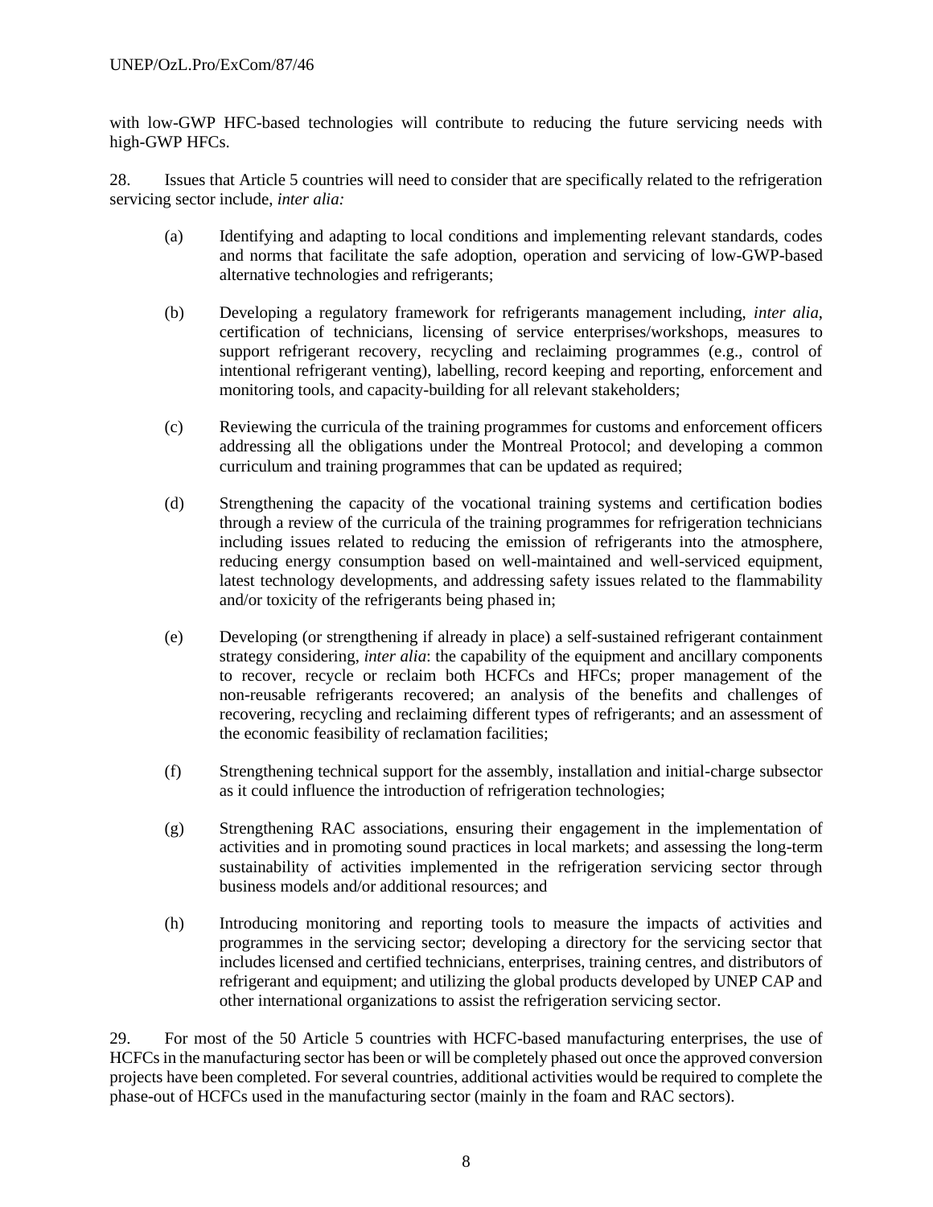with low-GWP HFC-based technologies will contribute to reducing the future servicing needs with high-GWP HFCs.

28. Issues that Article 5 countries will need to consider that are specifically related to the refrigeration servicing sector include, *inter alia:*

(a) Identifying and adapting to local conditions and implementing relevant standards, codes and norms that facilitate the safe adoption, operation and servicing of low-GWP-based alternative technologies and refrigerants;

(b) Developing a regulatory framework for refrigerants management including, *inter alia*, certification of technicians, licensing of service enterprises/workshops, measures to support refrigerant recovery, recycling and reclaiming programmes (e.g., control of intentional refrigerant venting), labelling, record keeping and reporting, enforcement and monitoring tools, and capacity-building for all relevant stakeholders;

(c) Reviewing the curricula of the training programmes for customs and enforcement officers addressing all the obligations under the Montreal Protocol; and developing a common curriculum and training programmes that can be updated as required;

(d) Strengthening the capacity of the vocational training systems and certification bodies through a review of the curricula of the training programmes for refrigeration technicians including issues related to reducing the emission of refrigerants into the atmosphere, reducing energy consumption based on well-maintained and well-serviced equipment, latest technology developments, and addressing safety issues related to the flammability and/or toxicity of the refrigerants being phased in;

(e) Developing (or strengthening if already in place) a self-sustained refrigerant containment strategy considering, *inter alia*: the capability of the equipment and ancillary components to recover, recycle or reclaim both HCFCs and HFCs; proper management of the non-reusable refrigerants recovered; an analysis of the benefits and challenges of recovering, recycling and reclaiming different types of refrigerants; and an assessment of the economic feasibility of reclamation facilities;

(f) Strengthening technical support for the assembly, installation and initial-charge subsector as it could influence the introduction of refrigeration technologies;

(g) Strengthening RAC associations, ensuring their engagement in the implementation of activities and in promoting sound practices in local markets; and assessing the long-term sustainability of activities implemented in the refrigeration servicing sector through business models and/or additional resources; and

(h) Introducing monitoring and reporting tools to measure the impacts of activities and programmes in the servicing sector; developing a directory for the servicing sector that includes licensed and certified technicians, enterprises, training centres, and distributors of refrigerant and equipment; and utilizing the global products developed by UNEP CAP and other international organizations to assist the refrigeration servicing sector.

29. For most of the 50 Article 5 countries with HCFC-based manufacturing enterprises, the use of HCFCs in the manufacturing sector has been or will be completely phased out once the approved conversion projects have been completed. For several countries, additional activities would be required to complete the phase-out of HCFCs used in the manufacturing sector (mainly in the foam and RAC sectors).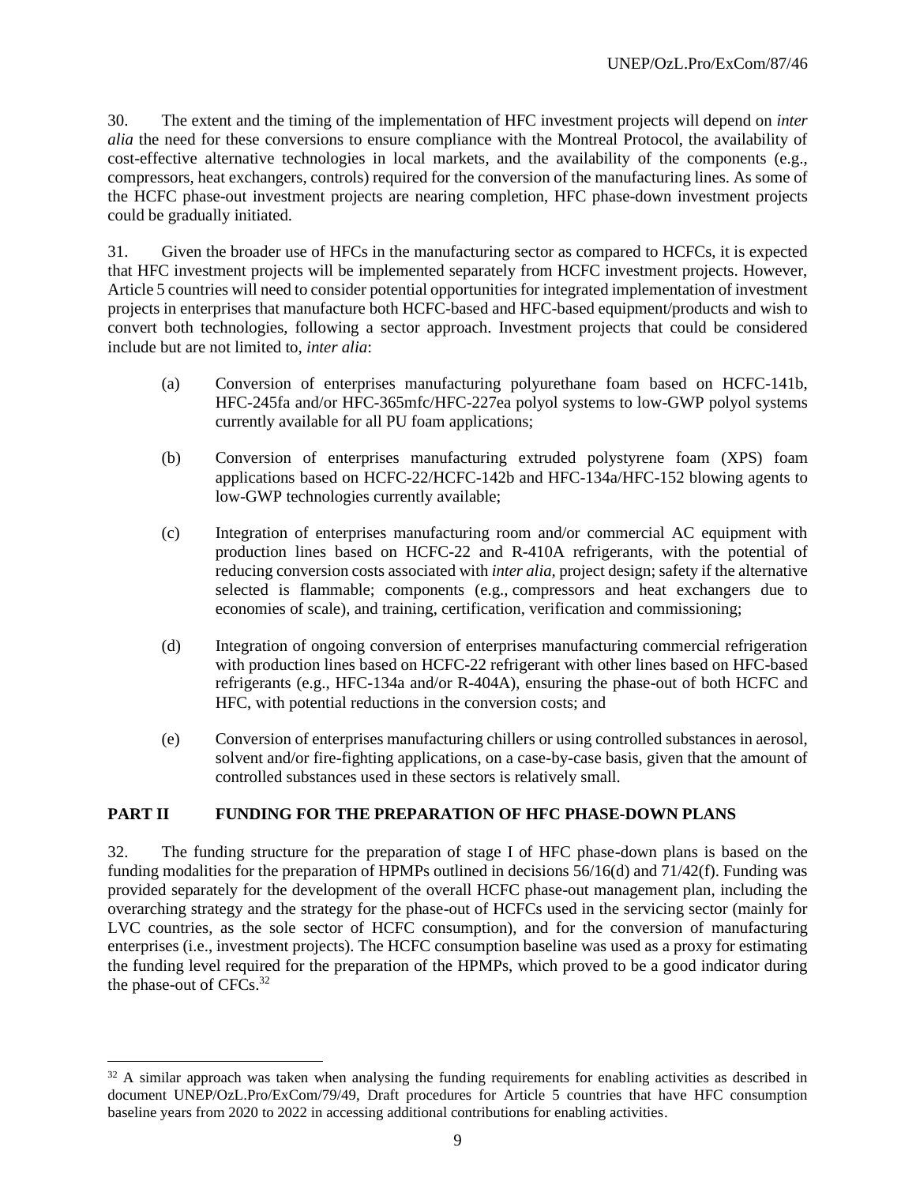30. The extent and the timing of the implementation of HFC investment projects will depend on *inter alia* the need for these conversions to ensure compliance with the Montreal Protocol, the availability of cost-effective alternative technologies in local markets, and the availability of the components (e.g., compressors, heat exchangers, controls) required for the conversion of the manufacturing lines. As some of the HCFC phase-out investment projects are nearing completion, HFC phase-down investment projects could be gradually initiated.

31. Given the broader use of HFCs in the manufacturing sector as compared to HCFCs, it is expected that HFC investment projects will be implemented separately from HCFC investment projects. However, Article 5 countries will need to consider potential opportunities for integrated implementation of investment projects in enterprises that manufacture both HCFC-based and HFC-based equipment/products and wish to convert both technologies, following a sector approach. Investment projects that could be considered include but are not limited to, *inter alia*:

(a) Conversion of enterprises manufacturing polyurethane foam based on HCFC-141b, HFC-245fa and/or HFC-365mfc/HFC-227ea polyol systems to low-GWP polyol systems currently available for all PU foam applications;

(b) Conversion of enterprises manufacturing extruded polystyrene foam (XPS) foam applications based on HCFC-22/HCFC-142b and HFC-134a/HFC-152 blowing agents to low-GWP technologies currently available;

(c) Integration of enterprises manufacturing room and/or commercial AC equipment with production lines based on HCFC-22 and R-410A refrigerants, with the potential of reducing conversion costs associated with *inter alia*, project design; safety if the alternative selected is flammable; components (e.g., compressors and heat exchangers due to economies of scale), and training, certification, verification and commissioning;

(d) Integration of ongoing conversion of enterprises manufacturing commercial refrigeration with production lines based on HCFC-22 refrigerant with other lines based on HFC-based refrigerants (e.g., HFC-134a and/or R-404A), ensuring the phase-out of both HCFC and HFC, with potential reductions in the conversion costs; and

(e) Conversion of enterprises manufacturing chillers or using controlled substances in aerosol, solvent and/or fire-fighting applications, on a case-by-case basis, given that the amount of controlled substances used in these sectors is relatively small.

## PART II FUNDING FOR THE PREPARATION OF HFC PHASE-DOWN PLANS

32. The funding structure for the preparation of stage I of HFC phase-down plans is based on the funding modalities for the preparation of HPMPs outlined in decisions 56/16(d) and 71/42(f). Funding was provided separately for the development of the overall HCFC phase-out management plan, including the overarching strategy and the strategy for the phase-out of HCFCs used in the servicing sector (mainly for LVC countries, as the sole sector of HCFC consumption), and for the conversion of manufacturing enterprises (i.e., investment projects). The HCFC consumption baseline was used as a proxy for estimating the funding level required for the preparation of the HPMPs, which proved to be a good indicator during the phase-out of CFCs.[32]

---

[32] A similar approach was taken when analysing the funding requirements for enabling activities as described in document UNEP/OzL.Pro/ExCom/79/49, Draft procedures for Article 5 countries that have HFC consumption baseline years from 2020 to 2022 in accessing additional contributions for enabling activities.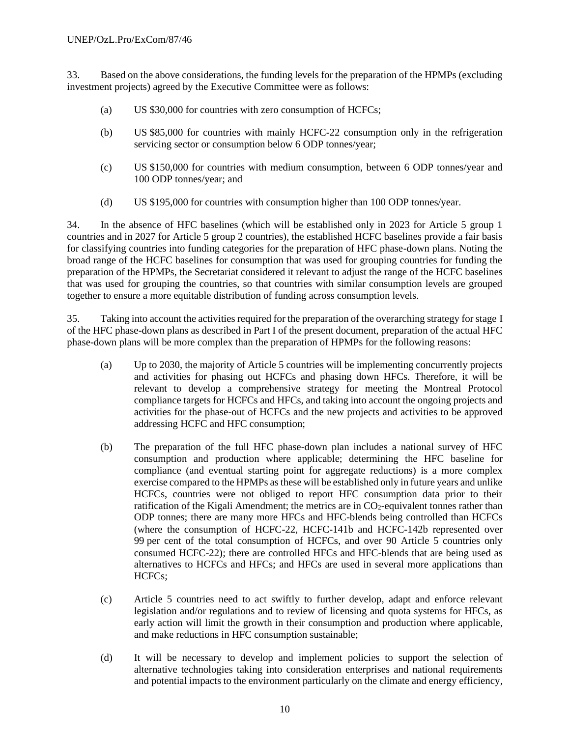33. Based on the above considerations, the funding levels for the preparation of the HPMPs (excluding investment projects) agreed by the Executive Committee were as follows:

(a) US $30,000 for countries with zero consumption of HCFCs;

(b) US $85,000 for countries with mainly HCFC-22 consumption only in the refrigeration servicing sector or consumption below 6 ODP tonnes/year;

(c) US $150,000 for countries with medium consumption, between 6 ODP tonnes/year and 100 ODP tonnes/year; and

(d) US $195,000 for countries with consumption higher than 100 ODP tonnes/year.

34. In the absence of HFC baselines (which will be established only in 2023 for Article 5 group 1 countries and in 2027 for Article 5 group 2 countries), the established HCFC baselines provide a fair basis for classifying countries into funding categories for the preparation of HFC phase-down plans. Noting the broad range of the HCFC baselines for consumption that was used for grouping countries for funding the preparation of the HPMPs, the Secretariat considered it relevant to adjust the range of the HCFC baselines that was used for grouping the countries, so that countries with similar consumption levels are grouped together to ensure a more equitable distribution of funding across consumption levels.

35. Taking into account the activities required for the preparation of the overarching strategy for stage I of the HFC phase-down plans as described in Part I of the present document, preparation of the actual HFC phase-down plans will be more complex than the preparation of HPMPs for the following reasons:

(a) Up to 2030, the majority of Article 5 countries will be implementing concurrently projects and activities for phasing out HCFCs and phasing down HFCs. Therefore, it will be relevant to develop a comprehensive strategy for meeting the Montreal Protocol compliance targets for HCFCs and HFCs, and taking into account the ongoing projects and activities for the phase-out of HCFCs and the new projects and activities to be approved addressing HCFC and HFC consumption;

(b) The preparation of the full HFC phase-down plan includes a national survey of HFC consumption and production where applicable; determining the HFC baseline for compliance (and eventual starting point for aggregate reductions) is a more complex exercise compared to the HPMPs as these will be established only in future years and unlike HCFCs, countries were not obliged to report HFC consumption data prior to their ratification of the Kigali Amendment; the metrics are in $CO_2$-equivalent tonnes rather than ODP tonnes; there are many more HFCs and HFC-blends being controlled than HCFCs (where the consumption of HCFC-22, HCFC-141b and HCFC-142b represented over 99 per cent of the total consumption of HCFCs, and over 90 Article 5 countries only consumed HCFC-22); there are controlled HFCs and HFC-blends that are being used as alternatives to HCFCs and HFCs; and HFCs are used in several more applications than HCFCs;

(c) Article 5 countries need to act swiftly to further develop, adapt and enforce relevant legislation and/or regulations and to review of licensing and quota systems for HFCs, as early action will limit the growth in their consumption and production where applicable, and make reductions in HFC consumption sustainable;

(d) It will be necessary to develop and implement policies to support the selection of alternative technologies taking into consideration enterprises and national requirements and potential impacts to the environment particularly on the climate and energy efficiency,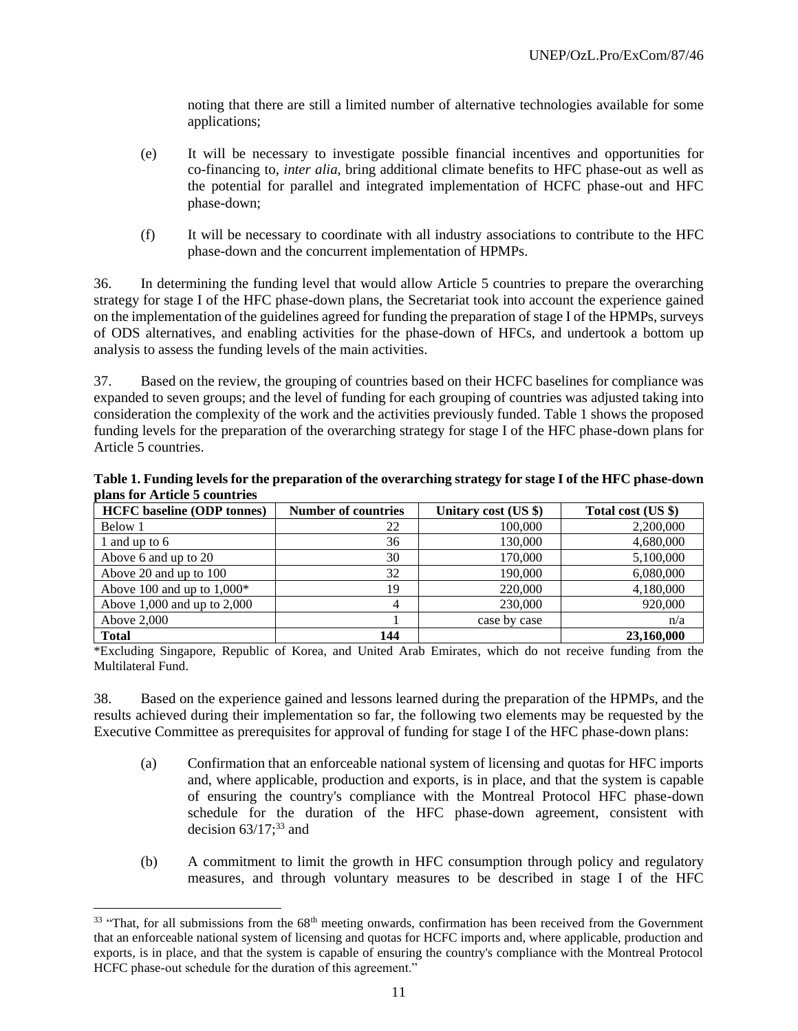noting that there are still a limited number of alternative technologies available for some applications;

(e) It will be necessary to investigate possible financial incentives and opportunities for co-financing to, *inter alia*, bring additional climate benefits to HFC phase-out as well as the potential for parallel and integrated implementation of HCFC phase-out and HFC phase-down;

(f) It will be necessary to coordinate with all industry associations to contribute to the HFC phase-down and the concurrent implementation of HPMPs.

36. In determining the funding level that would allow Article 5 countries to prepare the overarching strategy for stage I of the HFC phase-down plans, the Secretariat took into account the experience gained on the implementation of the guidelines agreed for funding the preparation of stage I of the HPMPs, surveys of ODS alternatives, and enabling activities for the phase-down of HFCs, and undertook a bottom up analysis to assess the funding levels of the main activities.

37. Based on the review, the grouping of countries based on their HCFC baselines for compliance was expanded to seven groups; and the level of funding for each grouping of countries was adjusted taking into consideration the complexity of the work and the activities previously funded. Table 1 shows the proposed funding levels for the preparation of the overarching strategy for stage I of the HFC phase-down plans for Article 5 countries.

**Table 1. Funding levels for the preparation of the overarching strategy for stage I of the HFC phase-down plans for Article 5 countries**

| HCFC baseline (ODP tonnes) | Number of countries | Unitary cost (US $) | Total cost (US $) |
|---|---|---|---|
| Below 1 | 22 | 100,000 | 2,200,000 |
| 1 and up to 6 | 36 | 130,000 | 4,680,000 |
| Above 6 and up to 20 | 30 | 170,000 | 5,100,000 |
| Above 20 and up to 100 | 32 | 190,000 | 6,080,000 |
| Above 100 and up to 1,000* | 19 | 220,000 | 4,180,000 |
| Above 1,000 and up to 2,000 | 4 | 230,000 | 920,000 |
| Above 2,000 | 1 | case by case | n/a |
| **Total** | **144** | | **23,160,000** |

*Excluding Singapore, Republic of Korea, and United Arab Emirates, which do not receive funding from the Multilateral Fund.

38. Based on the experience gained and lessons learned during the preparation of the HPMPs, and the results achieved during their implementation so far, the following two elements may be requested by the Executive Committee as prerequisites for approval of funding for stage I of the HFC phase-down plans:

(a) Confirmation that an enforceable national system of licensing and quotas for HFC imports and, where applicable, production and exports, is in place, and that the system is capable of ensuring the country's compliance with the Montreal Protocol HFC phase-down schedule for the duration of the HFC phase-down agreement, consistent with decision 63/17;[33] and

(b) A commitment to limit the growth in HFC consumption through policy and regulatory measures, and through voluntary measures to be described in stage I of the HFC

[33] "That, for all submissions from the 68th meeting onwards, confirmation has been received from the Government that an enforceable national system of licensing and quotas for HCFC imports and, where applicable, production and exports, is in place, and that the system is capable of ensuring the country's compliance with the Montreal Protocol HCFC phase-out schedule for the duration of this agreement."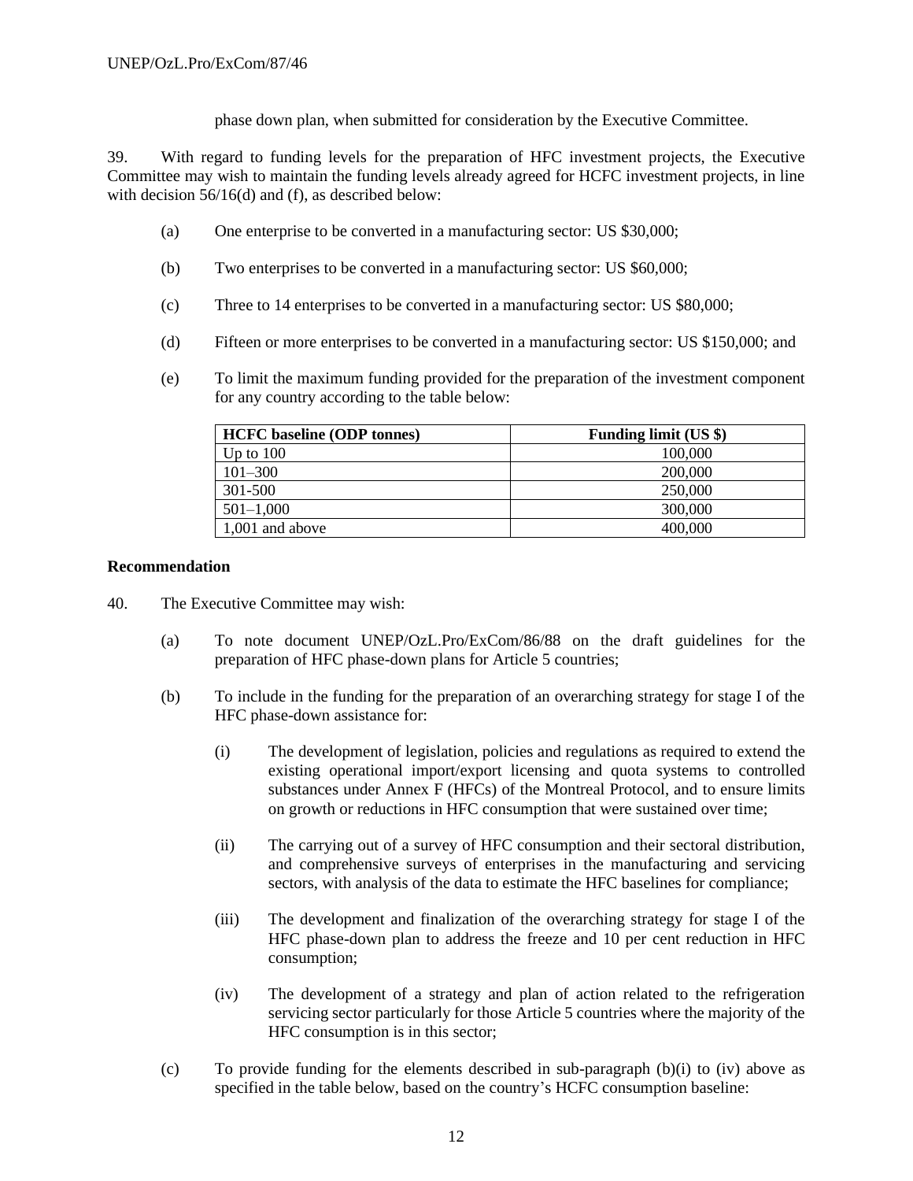phase down plan, when submitted for consideration by the Executive Committee.

39. With regard to funding levels for the preparation of HFC investment projects, the Executive Committee may wish to maintain the funding levels already agreed for HCFC investment projects, in line with decision 56/16(d) and (f), as described below:

(a) One enterprise to be converted in a manufacturing sector: US $30,000;

(b) Two enterprises to be converted in a manufacturing sector: US $60,000;

(c) Three to 14 enterprises to be converted in a manufacturing sector: US $80,000;

(d) Fifteen or more enterprises to be converted in a manufacturing sector: US $150,000; and

(e) To limit the maximum funding provided for the preparation of the investment component for any country according to the table below:

| HCFC baseline (ODP tonnes) | Funding limit (US $) |
|---|---|
| Up to 100 | 100,000 |
| 101–300 | 200,000 |
| 301-500 | 250,000 |
| 501–1,000 | 300,000 |
| 1,001 and above | 400,000 |

**Recommendation**

40. The Executive Committee may wish:

(a) To note document UNEP/OzL.Pro/ExCom/86/88 on the draft guidelines for the preparation of HFC phase-down plans for Article 5 countries;

(b) To include in the funding for the preparation of an overarching strategy for stage I of the HFC phase-down assistance for:

(i) The development of legislation, policies and regulations as required to extend the existing operational import/export licensing and quota systems to controlled substances under Annex F (HFCs) of the Montreal Protocol, and to ensure limits on growth or reductions in HFC consumption that were sustained over time;

(ii) The carrying out of a survey of HFC consumption and their sectoral distribution, and comprehensive surveys of enterprises in the manufacturing and servicing sectors, with analysis of the data to estimate the HFC baselines for compliance;

(iii) The development and finalization of the overarching strategy for stage I of the HFC phase-down plan to address the freeze and 10 per cent reduction in HFC consumption;

(iv) The development of a strategy and plan of action related to the refrigeration servicing sector particularly for those Article 5 countries where the majority of the HFC consumption is in this sector;

(c) To provide funding for the elements described in sub-paragraph (b)(i) to (iv) above as specified in the table below, based on the country's HCFC consumption baseline: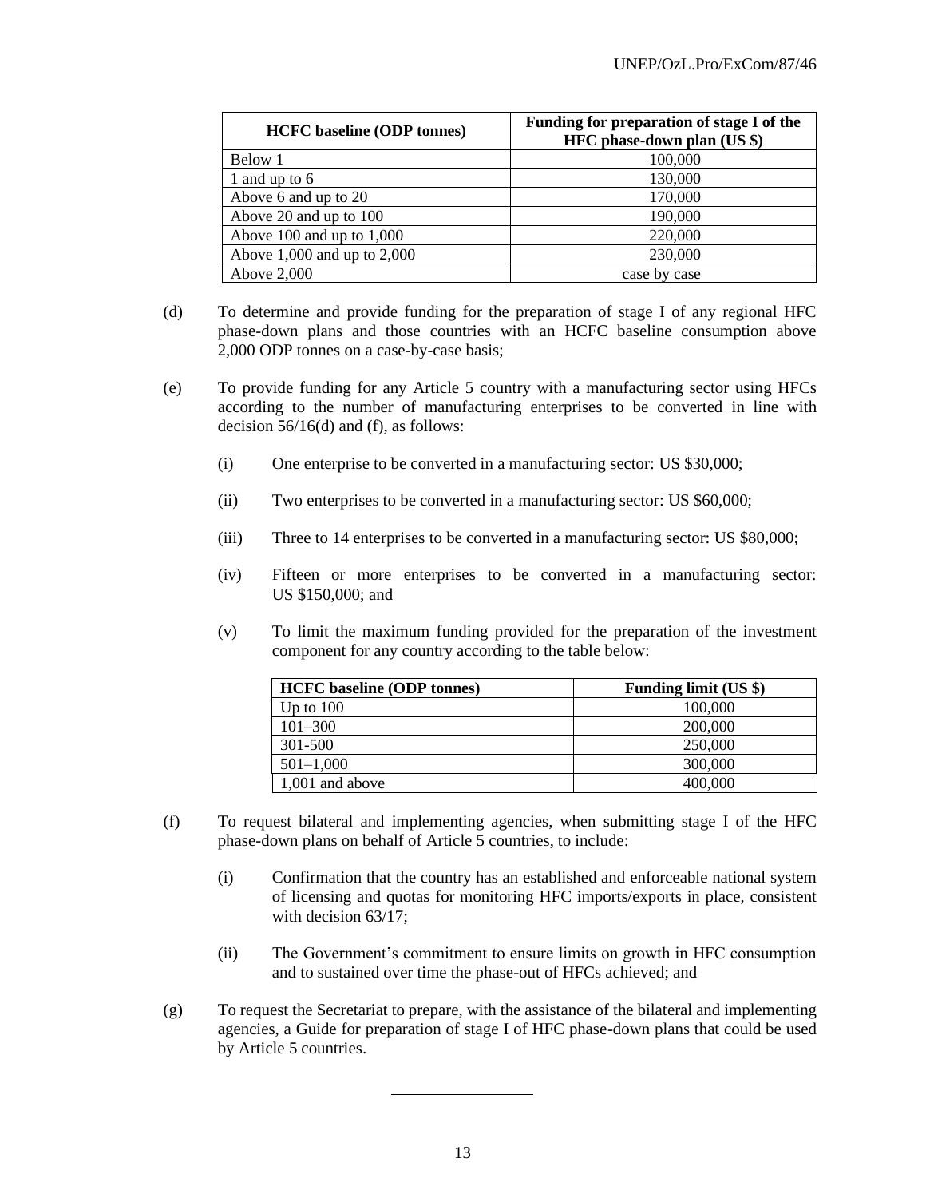| HCFC baseline (ODP tonnes) | Funding for preparation of stage I of the HFC phase-down plan (US $) |
|---|---|
| Below 1 | 100,000 |
| 1 and up to 6 | 130,000 |
| Above 6 and up to 20 | 170,000 |
| Above 20 and up to 100 | 190,000 |
| Above 100 and up to 1,000 | 220,000 |
| Above 1,000 and up to 2,000 | 230,000 |
| Above 2,000 | case by case |

(d) To determine and provide funding for the preparation of stage I of any regional HFC phase-down plans and those countries with an HCFC baseline consumption above 2,000 ODP tonnes on a case-by-case basis;

(e) To provide funding for any Article 5 country with a manufacturing sector using HFCs according to the number of manufacturing enterprises to be converted in line with decision 56/16(d) and (f), as follows:

   (i) One enterprise to be converted in a manufacturing sector: US $30,000;

   (ii) Two enterprises to be converted in a manufacturing sector: US $60,000;

   (iii) Three to 14 enterprises to be converted in a manufacturing sector: US $80,000;

   (iv) Fifteen or more enterprises to be converted in a manufacturing sector: US $150,000; and

   (v) To limit the maximum funding provided for the preparation of the investment component for any country according to the table below:

| HCFC baseline (ODP tonnes) | Funding limit (US $) |
|---|---|
| Up to 100 | 100,000 |
| 101–300 | 200,000 |
| 301-500 | 250,000 |
| 501–1,000 | 300,000 |
| 1,001 and above | 400,000 |

(f) To request bilateral and implementing agencies, when submitting stage I of the HFC phase-down plans on behalf of Article 5 countries, to include:

   (i) Confirmation that the country has an established and enforceable national system of licensing and quotas for monitoring HFC imports/exports in place, consistent with decision 63/17;

   (ii) The Government's commitment to ensure limits on growth in HFC consumption and to sustained over time the phase-out of HFCs achieved; and

(g) To request the Secretariat to prepare, with the assistance of the bilateral and implementing agencies, a Guide for preparation of stage I of HFC phase-down plans that could be used by Article 5 countries.